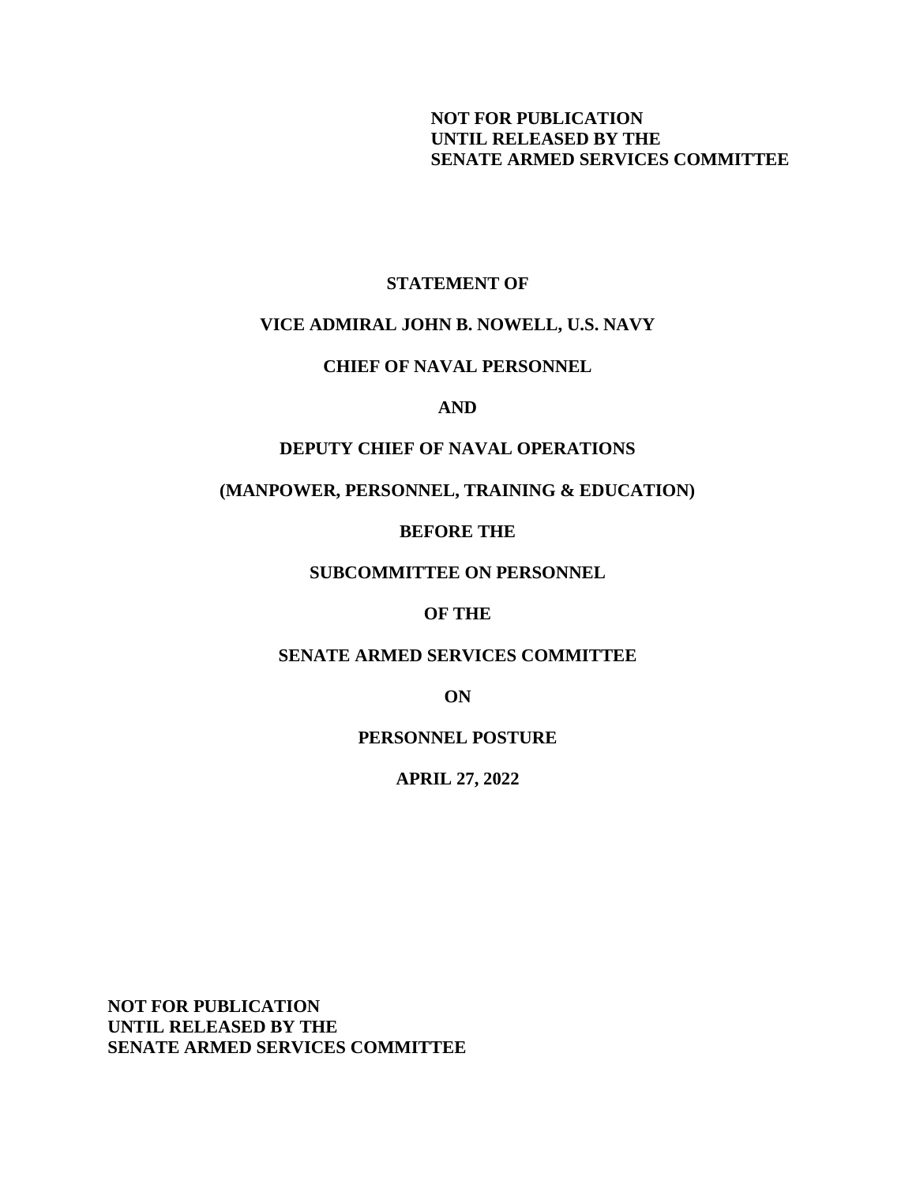**NOT FOR PUBLICATION**
**UNTIL RELEASED BY THE**
**SENATE ARMED SERVICES COMMITTEE**

**STATEMENT OF**

**VICE ADMIRAL JOHN B. NOWELL, U.S. NAVY**

**CHIEF OF NAVAL PERSONNEL**

**AND**

**DEPUTY CHIEF OF NAVAL OPERATIONS**

**(MANPOWER, PERSONNEL, TRAINING & EDUCATION)**

**BEFORE THE**

**SUBCOMMITTEE ON PERSONNEL**

**OF THE**

**SENATE ARMED SERVICES COMMITTEE**

**ON**

**PERSONNEL POSTURE**

**APRIL 27, 2022**

**NOT FOR PUBLICATION**
**UNTIL RELEASED BY THE**
**SENATE ARMED SERVICES COMMITTEE**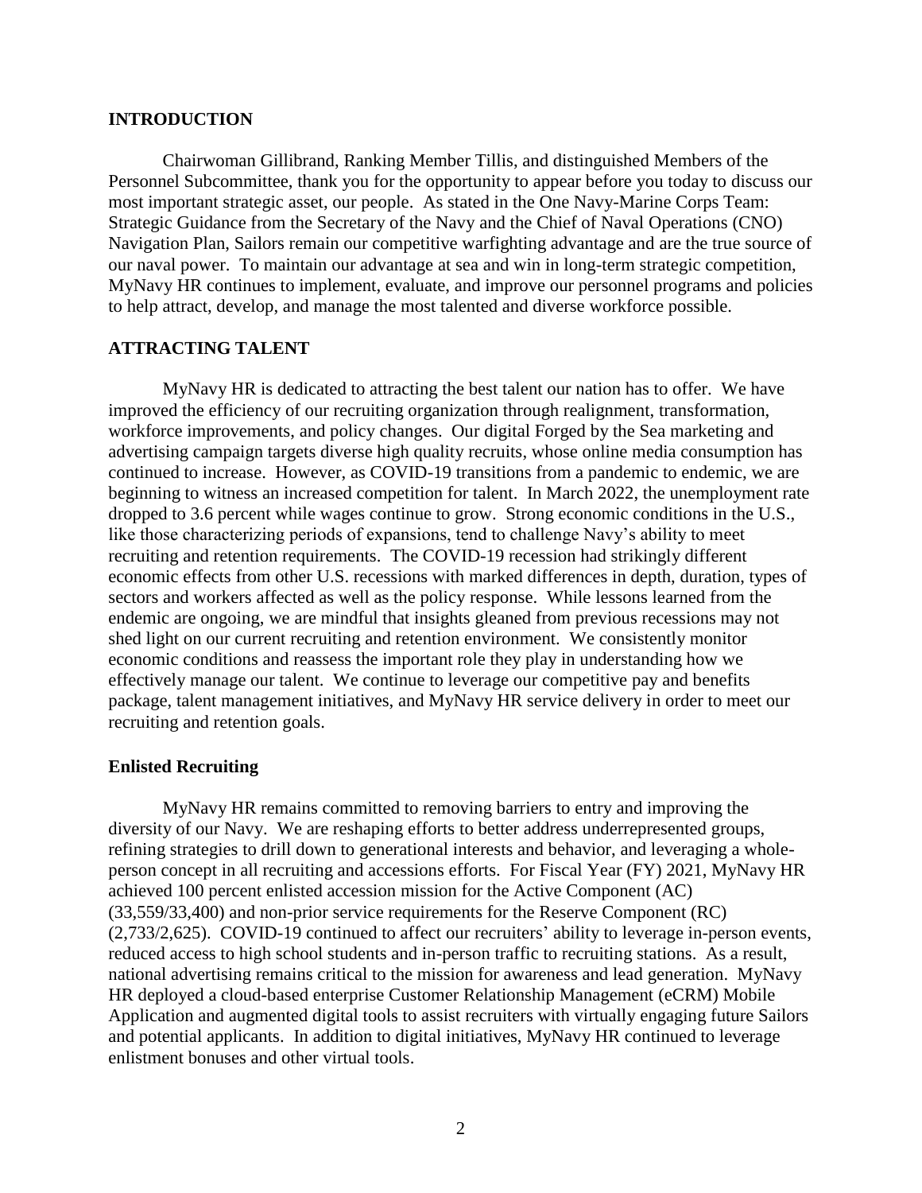## INTRODUCTION

Chairwoman Gillibrand, Ranking Member Tillis, and distinguished Members of the Personnel Subcommittee, thank you for the opportunity to appear before you today to discuss our most important strategic asset, our people. As stated in the One Navy-Marine Corps Team: Strategic Guidance from the Secretary of the Navy and the Chief of Naval Operations (CNO) Navigation Plan, Sailors remain our competitive warfighting advantage and are the true source of our naval power. To maintain our advantage at sea and win in long-term strategic competition, MyNavy HR continues to implement, evaluate, and improve our personnel programs and policies to help attract, develop, and manage the most talented and diverse workforce possible.

## ATTRACTING TALENT

MyNavy HR is dedicated to attracting the best talent our nation has to offer. We have improved the efficiency of our recruiting organization through realignment, transformation, workforce improvements, and policy changes. Our digital Forged by the Sea marketing and advertising campaign targets diverse high quality recruits, whose online media consumption has continued to increase. However, as COVID-19 transitions from a pandemic to endemic, we are beginning to witness an increased competition for talent. In March 2022, the unemployment rate dropped to 3.6 percent while wages continue to grow. Strong economic conditions in the U.S., like those characterizing periods of expansions, tend to challenge Navy's ability to meet recruiting and retention requirements. The COVID-19 recession had strikingly different economic effects from other U.S. recessions with marked differences in depth, duration, types of sectors and workers affected as well as the policy response. While lessons learned from the endemic are ongoing, we are mindful that insights gleaned from previous recessions may not shed light on our current recruiting and retention environment. We consistently monitor economic conditions and reassess the important role they play in understanding how we effectively manage our talent. We continue to leverage our competitive pay and benefits package, talent management initiatives, and MyNavy HR service delivery in order to meet our recruiting and retention goals.

### Enlisted Recruiting

MyNavy HR remains committed to removing barriers to entry and improving the diversity of our Navy. We are reshaping efforts to better address underrepresented groups, refining strategies to drill down to generational interests and behavior, and leveraging a whole-person concept in all recruiting and accessions efforts. For Fiscal Year (FY) 2021, MyNavy HR achieved 100 percent enlisted accession mission for the Active Component (AC) (33,559/33,400) and non-prior service requirements for the Reserve Component (RC) (2,733/2,625). COVID-19 continued to affect our recruiters' ability to leverage in-person events, reduced access to high school students and in-person traffic to recruiting stations. As a result, national advertising remains critical to the mission for awareness and lead generation. MyNavy HR deployed a cloud-based enterprise Customer Relationship Management (eCRM) Mobile Application and augmented digital tools to assist recruiters with virtually engaging future Sailors and potential applicants. In addition to digital initiatives, MyNavy HR continued to leverage enlistment bonuses and other virtual tools.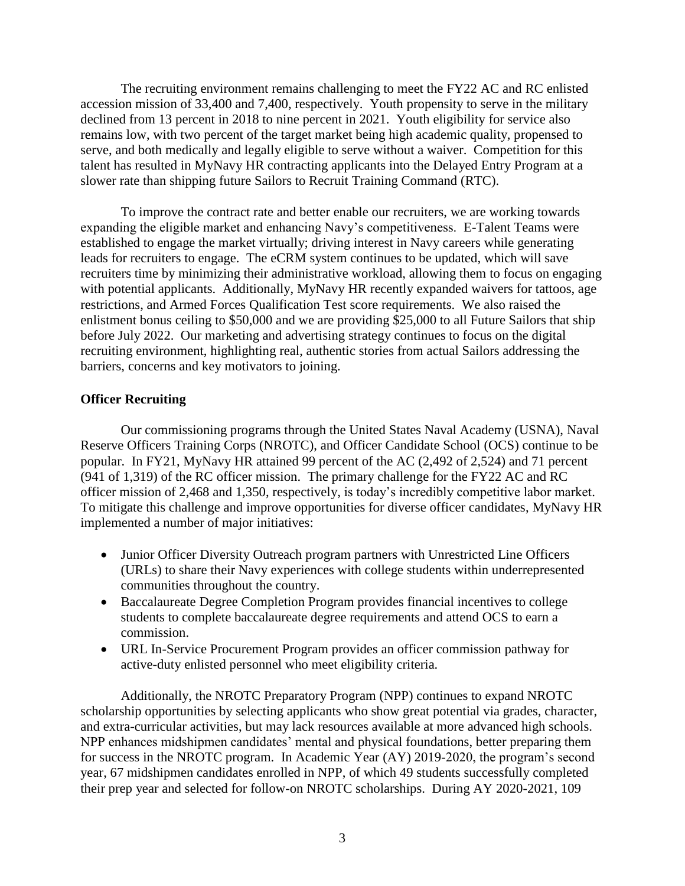The recruiting environment remains challenging to meet the FY22 AC and RC enlisted accession mission of 33,400 and 7,400, respectively. Youth propensity to serve in the military declined from 13 percent in 2018 to nine percent in 2021. Youth eligibility for service also remains low, with two percent of the target market being high academic quality, propensed to serve, and both medically and legally eligible to serve without a waiver. Competition for this talent has resulted in MyNavy HR contracting applicants into the Delayed Entry Program at a slower rate than shipping future Sailors to Recruit Training Command (RTC).

To improve the contract rate and better enable our recruiters, we are working towards expanding the eligible market and enhancing Navy's competitiveness. E-Talent Teams were established to engage the market virtually; driving interest in Navy careers while generating leads for recruiters to engage. The eCRM system continues to be updated, which will save recruiters time by minimizing their administrative workload, allowing them to focus on engaging with potential applicants. Additionally, MyNavy HR recently expanded waivers for tattoos, age restrictions, and Armed Forces Qualification Test score requirements. We also raised the enlistment bonus ceiling to $50,000 and we are providing $25,000 to all Future Sailors that ship before July 2022. Our marketing and advertising strategy continues to focus on the digital recruiting environment, highlighting real, authentic stories from actual Sailors addressing the barriers, concerns and key motivators to joining.

**Officer Recruiting**

Our commissioning programs through the United States Naval Academy (USNA), Naval Reserve Officers Training Corps (NROTC), and Officer Candidate School (OCS) continue to be popular. In FY21, MyNavy HR attained 99 percent of the AC (2,492 of 2,524) and 71 percent (941 of 1,319) of the RC officer mission. The primary challenge for the FY22 AC and RC officer mission of 2,468 and 1,350, respectively, is today's incredibly competitive labor market. To mitigate this challenge and improve opportunities for diverse officer candidates, MyNavy HR implemented a number of major initiatives:

- Junior Officer Diversity Outreach program partners with Unrestricted Line Officers (URLs) to share their Navy experiences with college students within underrepresented communities throughout the country.
- Baccalaureate Degree Completion Program provides financial incentives to college students to complete baccalaureate degree requirements and attend OCS to earn a commission.
- URL In-Service Procurement Program provides an officer commission pathway for active-duty enlisted personnel who meet eligibility criteria.

Additionally, the NROTC Preparatory Program (NPP) continues to expand NROTC scholarship opportunities by selecting applicants who show great potential via grades, character, and extra-curricular activities, but may lack resources available at more advanced high schools. NPP enhances midshipmen candidates' mental and physical foundations, better preparing them for success in the NROTC program. In Academic Year (AY) 2019-2020, the program's second year, 67 midshipmen candidates enrolled in NPP, of which 49 students successfully completed their prep year and selected for follow-on NROTC scholarships. During AY 2020-2021, 109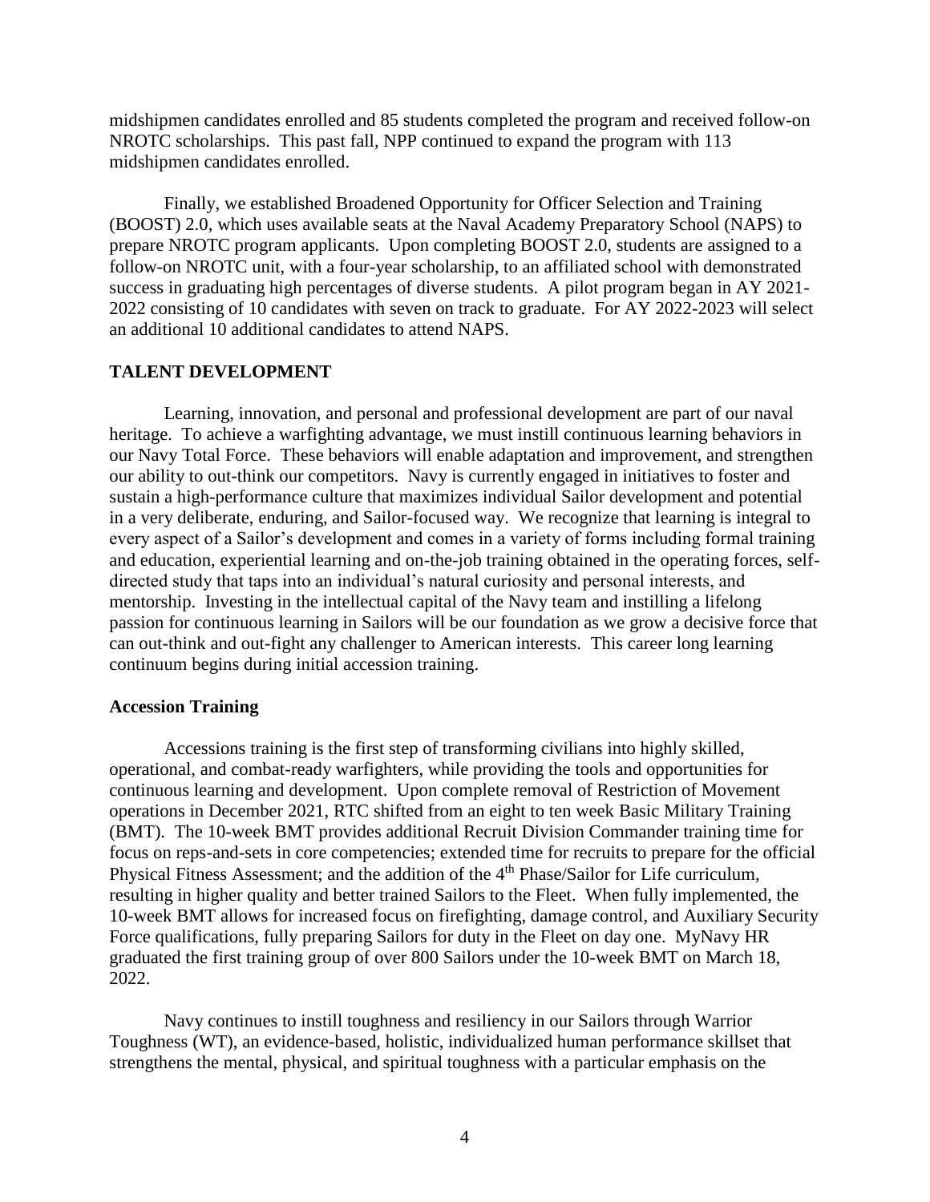midshipmen candidates enrolled and 85 students completed the program and received follow-on NROTC scholarships. This past fall, NPP continued to expand the program with 113 midshipmen candidates enrolled.

Finally, we established Broadened Opportunity for Officer Selection and Training (BOOST) 2.0, which uses available seats at the Naval Academy Preparatory School (NAPS) to prepare NROTC program applicants. Upon completing BOOST 2.0, students are assigned to a follow-on NROTC unit, with a four-year scholarship, to an affiliated school with demonstrated success in graduating high percentages of diverse students. A pilot program began in AY 2021-2022 consisting of 10 candidates with seven on track to graduate. For AY 2022-2023 will select an additional 10 additional candidates to attend NAPS.

## TALENT DEVELOPMENT

Learning, innovation, and personal and professional development are part of our naval heritage. To achieve a warfighting advantage, we must instill continuous learning behaviors in our Navy Total Force. These behaviors will enable adaptation and improvement, and strengthen our ability to out-think our competitors. Navy is currently engaged in initiatives to foster and sustain a high-performance culture that maximizes individual Sailor development and potential in a very deliberate, enduring, and Sailor-focused way. We recognize that learning is integral to every aspect of a Sailor's development and comes in a variety of forms including formal training and education, experiential learning and on-the-job training obtained in the operating forces, self-directed study that taps into an individual's natural curiosity and personal interests, and mentorship. Investing in the intellectual capital of the Navy team and instilling a lifelong passion for continuous learning in Sailors will be our foundation as we grow a decisive force that can out-think and out-fight any challenger to American interests. This career long learning continuum begins during initial accession training.

### Accession Training

Accessions training is the first step of transforming civilians into highly skilled, operational, and combat-ready warfighters, while providing the tools and opportunities for continuous learning and development. Upon complete removal of Restriction of Movement operations in December 2021, RTC shifted from an eight to ten week Basic Military Training (BMT). The 10-week BMT provides additional Recruit Division Commander training time for focus on reps-and-sets in core competencies; extended time for recruits to prepare for the official Physical Fitness Assessment; and the addition of the 4th Phase/Sailor for Life curriculum, resulting in higher quality and better trained Sailors to the Fleet. When fully implemented, the 10-week BMT allows for increased focus on firefighting, damage control, and Auxiliary Security Force qualifications, fully preparing Sailors for duty in the Fleet on day one. MyNavy HR graduated the first training group of over 800 Sailors under the 10-week BMT on March 18, 2022.

Navy continues to instill toughness and resiliency in our Sailors through Warrior Toughness (WT), an evidence-based, holistic, individualized human performance skillset that strengthens the mental, physical, and spiritual toughness with a particular emphasis on the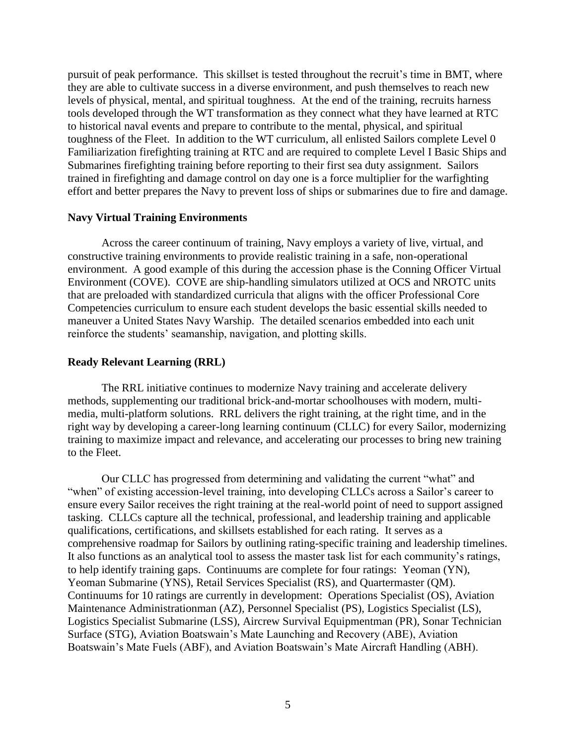pursuit of peak performance. This skillset is tested throughout the recruit's time in BMT, where they are able to cultivate success in a diverse environment, and push themselves to reach new levels of physical, mental, and spiritual toughness. At the end of the training, recruits harness tools developed through the WT transformation as they connect what they have learned at RTC to historical naval events and prepare to contribute to the mental, physical, and spiritual toughness of the Fleet. In addition to the WT curriculum, all enlisted Sailors complete Level 0 Familiarization firefighting training at RTC and are required to complete Level I Basic Ships and Submarines firefighting training before reporting to their first sea duty assignment. Sailors trained in firefighting and damage control on day one is a force multiplier for the warfighting effort and better prepares the Navy to prevent loss of ships or submarines due to fire and damage.

**Navy Virtual Training Environments**

Across the career continuum of training, Navy employs a variety of live, virtual, and constructive training environments to provide realistic training in a safe, non-operational environment. A good example of this during the accession phase is the Conning Officer Virtual Environment (COVE). COVE are ship-handling simulators utilized at OCS and NROTC units that are preloaded with standardized curricula that aligns with the officer Professional Core Competencies curriculum to ensure each student develops the basic essential skills needed to maneuver a United States Navy Warship. The detailed scenarios embedded into each unit reinforce the students' seamanship, navigation, and plotting skills.

**Ready Relevant Learning (RRL)**

The RRL initiative continues to modernize Navy training and accelerate delivery methods, supplementing our traditional brick-and-mortar schoolhouses with modern, multi-media, multi-platform solutions. RRL delivers the right training, at the right time, and in the right way by developing a career-long learning continuum (CLLC) for every Sailor, modernizing training to maximize impact and relevance, and accelerating our processes to bring new training to the Fleet.

Our CLLC has progressed from determining and validating the current "what" and "when" of existing accession-level training, into developing CLLCs across a Sailor's career to ensure every Sailor receives the right training at the real-world point of need to support assigned tasking. CLLCs capture all the technical, professional, and leadership training and applicable qualifications, certifications, and skillsets established for each rating. It serves as a comprehensive roadmap for Sailors by outlining rating-specific training and leadership timelines. It also functions as an analytical tool to assess the master task list for each community's ratings, to help identify training gaps. Continuums are complete for four ratings: Yeoman (YN), Yeoman Submarine (YNS), Retail Services Specialist (RS), and Quartermaster (QM). Continuums for 10 ratings are currently in development: Operations Specialist (OS), Aviation Maintenance Administrationman (AZ), Personnel Specialist (PS), Logistics Specialist (LS), Logistics Specialist Submarine (LSS), Aircrew Survival Equipmentman (PR), Sonar Technician Surface (STG), Aviation Boatswain's Mate Launching and Recovery (ABE), Aviation Boatswain's Mate Fuels (ABF), and Aviation Boatswain's Mate Aircraft Handling (ABH).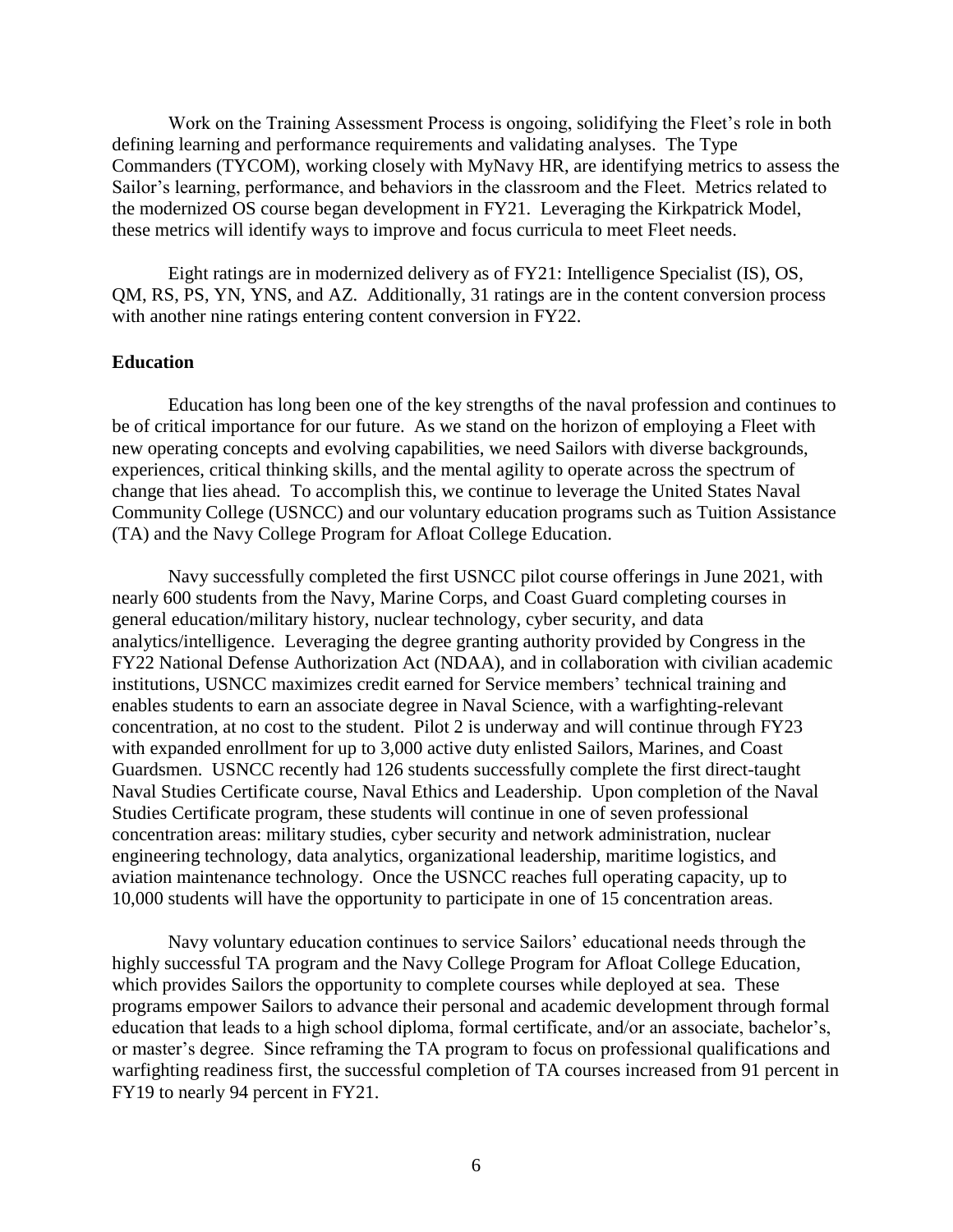Work on the Training Assessment Process is ongoing, solidifying the Fleet's role in both defining learning and performance requirements and validating analyses. The Type Commanders (TYCOM), working closely with MyNavy HR, are identifying metrics to assess the Sailor's learning, performance, and behaviors in the classroom and the Fleet. Metrics related to the modernized OS course began development in FY21. Leveraging the Kirkpatrick Model, these metrics will identify ways to improve and focus curricula to meet Fleet needs.

Eight ratings are in modernized delivery as of FY21: Intelligence Specialist (IS), OS, QM, RS, PS, YN, YNS, and AZ. Additionally, 31 ratings are in the content conversion process with another nine ratings entering content conversion in FY22.

**Education**

Education has long been one of the key strengths of the naval profession and continues to be of critical importance for our future. As we stand on the horizon of employing a Fleet with new operating concepts and evolving capabilities, we need Sailors with diverse backgrounds, experiences, critical thinking skills, and the mental agility to operate across the spectrum of change that lies ahead. To accomplish this, we continue to leverage the United States Naval Community College (USNCC) and our voluntary education programs such as Tuition Assistance (TA) and the Navy College Program for Afloat College Education.

Navy successfully completed the first USNCC pilot course offerings in June 2021, with nearly 600 students from the Navy, Marine Corps, and Coast Guard completing courses in general education/military history, nuclear technology, cyber security, and data analytics/intelligence. Leveraging the degree granting authority provided by Congress in the FY22 National Defense Authorization Act (NDAA), and in collaboration with civilian academic institutions, USNCC maximizes credit earned for Service members' technical training and enables students to earn an associate degree in Naval Science, with a warfighting-relevant concentration, at no cost to the student. Pilot 2 is underway and will continue through FY23 with expanded enrollment for up to 3,000 active duty enlisted Sailors, Marines, and Coast Guardsmen. USNCC recently had 126 students successfully complete the first direct-taught Naval Studies Certificate course, Naval Ethics and Leadership. Upon completion of the Naval Studies Certificate program, these students will continue in one of seven professional concentration areas: military studies, cyber security and network administration, nuclear engineering technology, data analytics, organizational leadership, maritime logistics, and aviation maintenance technology. Once the USNCC reaches full operating capacity, up to 10,000 students will have the opportunity to participate in one of 15 concentration areas.

Navy voluntary education continues to service Sailors' educational needs through the highly successful TA program and the Navy College Program for Afloat College Education, which provides Sailors the opportunity to complete courses while deployed at sea. These programs empower Sailors to advance their personal and academic development through formal education that leads to a high school diploma, formal certificate, and/or an associate, bachelor's, or master's degree. Since reframing the TA program to focus on professional qualifications and warfighting readiness first, the successful completion of TA courses increased from 91 percent in FY19 to nearly 94 percent in FY21.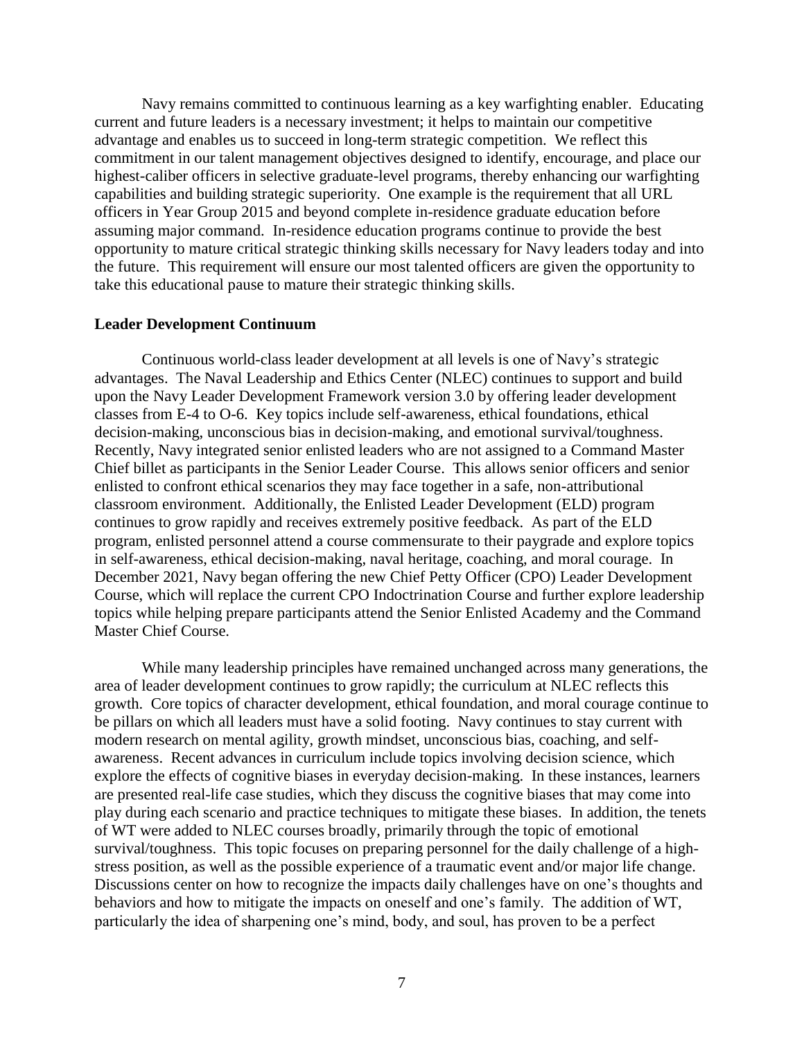Navy remains committed to continuous learning as a key warfighting enabler. Educating current and future leaders is a necessary investment; it helps to maintain our competitive advantage and enables us to succeed in long-term strategic competition. We reflect this commitment in our talent management objectives designed to identify, encourage, and place our highest-caliber officers in selective graduate-level programs, thereby enhancing our warfighting capabilities and building strategic superiority. One example is the requirement that all URL officers in Year Group 2015 and beyond complete in-residence graduate education before assuming major command. In-residence education programs continue to provide the best opportunity to mature critical strategic thinking skills necessary for Navy leaders today and into the future. This requirement will ensure our most talented officers are given the opportunity to take this educational pause to mature their strategic thinking skills.

**Leader Development Continuum**

Continuous world-class leader development at all levels is one of Navy's strategic advantages. The Naval Leadership and Ethics Center (NLEC) continues to support and build upon the Navy Leader Development Framework version 3.0 by offering leader development classes from E-4 to O-6. Key topics include self-awareness, ethical foundations, ethical decision-making, unconscious bias in decision-making, and emotional survival/toughness. Recently, Navy integrated senior enlisted leaders who are not assigned to a Command Master Chief billet as participants in the Senior Leader Course. This allows senior officers and senior enlisted to confront ethical scenarios they may face together in a safe, non-attributional classroom environment. Additionally, the Enlisted Leader Development (ELD) program continues to grow rapidly and receives extremely positive feedback. As part of the ELD program, enlisted personnel attend a course commensurate to their paygrade and explore topics in self-awareness, ethical decision-making, naval heritage, coaching, and moral courage. In December 2021, Navy began offering the new Chief Petty Officer (CPO) Leader Development Course, which will replace the current CPO Indoctrination Course and further explore leadership topics while helping prepare participants attend the Senior Enlisted Academy and the Command Master Chief Course.

While many leadership principles have remained unchanged across many generations, the area of leader development continues to grow rapidly; the curriculum at NLEC reflects this growth. Core topics of character development, ethical foundation, and moral courage continue to be pillars on which all leaders must have a solid footing. Navy continues to stay current with modern research on mental agility, growth mindset, unconscious bias, coaching, and self-awareness. Recent advances in curriculum include topics involving decision science, which explore the effects of cognitive biases in everyday decision-making. In these instances, learners are presented real-life case studies, which they discuss the cognitive biases that may come into play during each scenario and practice techniques to mitigate these biases. In addition, the tenets of WT were added to NLEC courses broadly, primarily through the topic of emotional survival/toughness. This topic focuses on preparing personnel for the daily challenge of a high-stress position, as well as the possible experience of a traumatic event and/or major life change. Discussions center on how to recognize the impacts daily challenges have on one's thoughts and behaviors and how to mitigate the impacts on oneself and one's family. The addition of WT, particularly the idea of sharpening one's mind, body, and soul, has proven to be a perfect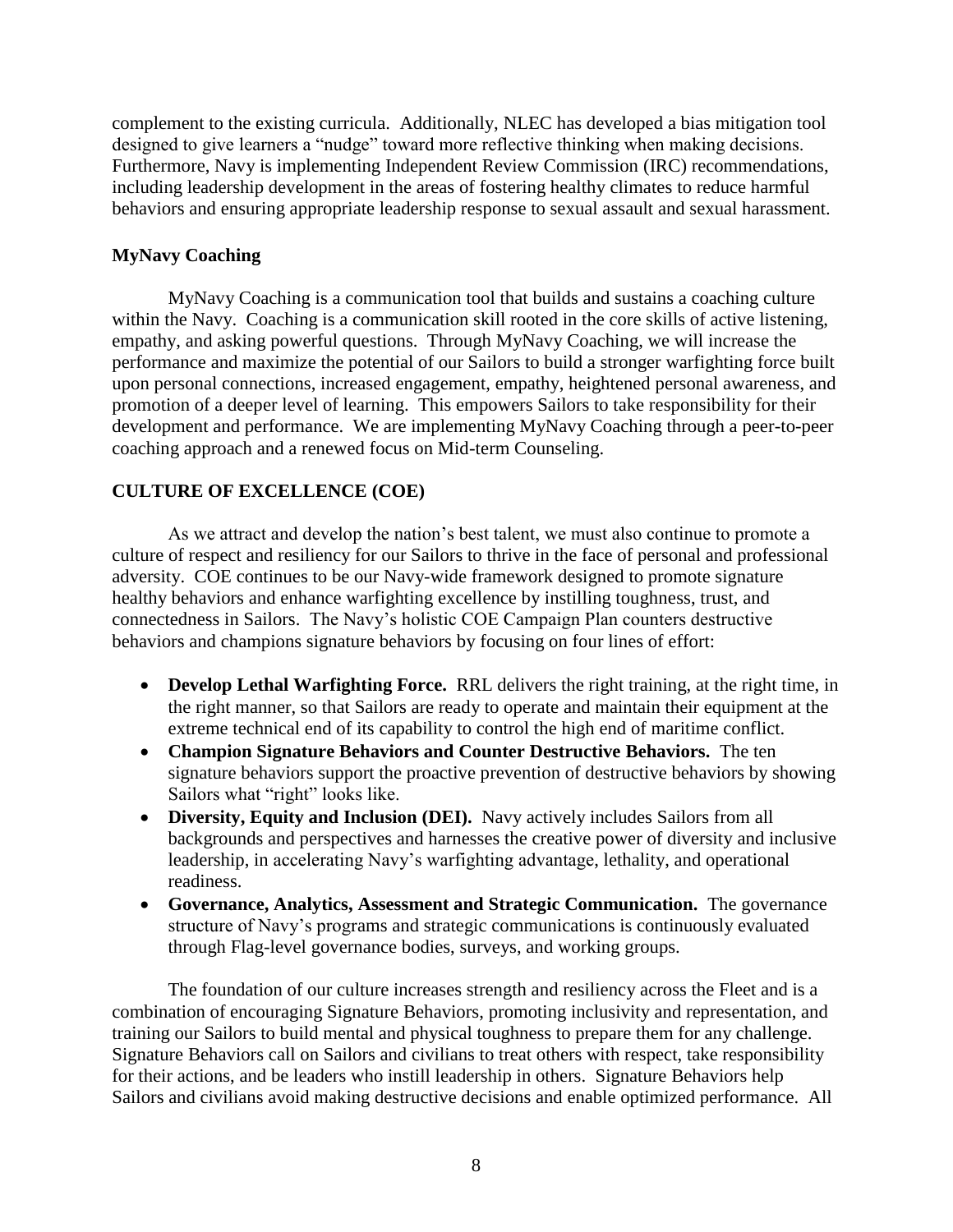complement to the existing curricula. Additionally, NLEC has developed a bias mitigation tool designed to give learners a "nudge" toward more reflective thinking when making decisions. Furthermore, Navy is implementing Independent Review Commission (IRC) recommendations, including leadership development in the areas of fostering healthy climates to reduce harmful behaviors and ensuring appropriate leadership response to sexual assault and sexual harassment.

**MyNavy Coaching**

MyNavy Coaching is a communication tool that builds and sustains a coaching culture within the Navy. Coaching is a communication skill rooted in the core skills of active listening, empathy, and asking powerful questions. Through MyNavy Coaching, we will increase the performance and maximize the potential of our Sailors to build a stronger warfighting force built upon personal connections, increased engagement, empathy, heightened personal awareness, and promotion of a deeper level of learning. This empowers Sailors to take responsibility for their development and performance. We are implementing MyNavy Coaching through a peer-to-peer coaching approach and a renewed focus on Mid-term Counseling.

**CULTURE OF EXCELLENCE (COE)**

As we attract and develop the nation's best talent, we must also continue to promote a culture of respect and resiliency for our Sailors to thrive in the face of personal and professional adversity. COE continues to be our Navy-wide framework designed to promote signature healthy behaviors and enhance warfighting excellence by instilling toughness, trust, and connectedness in Sailors. The Navy's holistic COE Campaign Plan counters destructive behaviors and champions signature behaviors by focusing on four lines of effort:

- **Develop Lethal Warfighting Force.** RRL delivers the right training, at the right time, in the right manner, so that Sailors are ready to operate and maintain their equipment at the extreme technical end of its capability to control the high end of maritime conflict.
- **Champion Signature Behaviors and Counter Destructive Behaviors.** The ten signature behaviors support the proactive prevention of destructive behaviors by showing Sailors what "right" looks like.
- **Diversity, Equity and Inclusion (DEI).** Navy actively includes Sailors from all backgrounds and perspectives and harnesses the creative power of diversity and inclusive leadership, in accelerating Navy's warfighting advantage, lethality, and operational readiness.
- **Governance, Analytics, Assessment and Strategic Communication.** The governance structure of Navy's programs and strategic communications is continuously evaluated through Flag-level governance bodies, surveys, and working groups.

The foundation of our culture increases strength and resiliency across the Fleet and is a combination of encouraging Signature Behaviors, promoting inclusivity and representation, and training our Sailors to build mental and physical toughness to prepare them for any challenge. Signature Behaviors call on Sailors and civilians to treat others with respect, take responsibility for their actions, and be leaders who instill leadership in others. Signature Behaviors help Sailors and civilians avoid making destructive decisions and enable optimized performance. All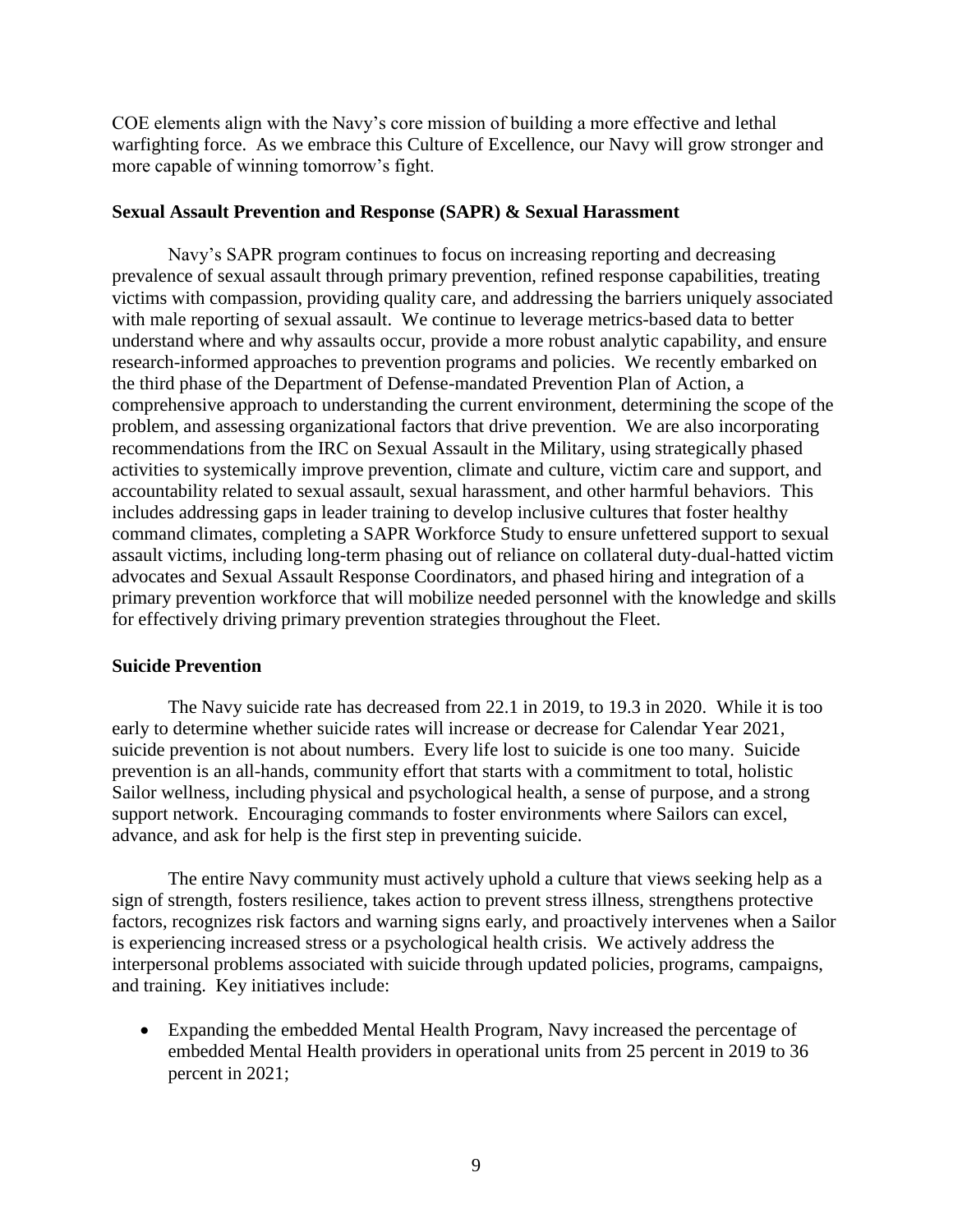COE elements align with the Navy's core mission of building a more effective and lethal warfighting force. As we embrace this Culture of Excellence, our Navy will grow stronger and more capable of winning tomorrow's fight.

**Sexual Assault Prevention and Response (SAPR) & Sexual Harassment**

Navy's SAPR program continues to focus on increasing reporting and decreasing prevalence of sexual assault through primary prevention, refined response capabilities, treating victims with compassion, providing quality care, and addressing the barriers uniquely associated with male reporting of sexual assault. We continue to leverage metrics-based data to better understand where and why assaults occur, provide a more robust analytic capability, and ensure research-informed approaches to prevention programs and policies. We recently embarked on the third phase of the Department of Defense-mandated Prevention Plan of Action, a comprehensive approach to understanding the current environment, determining the scope of the problem, and assessing organizational factors that drive prevention. We are also incorporating recommendations from the IRC on Sexual Assault in the Military, using strategically phased activities to systemically improve prevention, climate and culture, victim care and support, and accountability related to sexual assault, sexual harassment, and other harmful behaviors. This includes addressing gaps in leader training to develop inclusive cultures that foster healthy command climates, completing a SAPR Workforce Study to ensure unfettered support to sexual assault victims, including long-term phasing out of reliance on collateral duty-dual-hatted victim advocates and Sexual Assault Response Coordinators, and phased hiring and integration of a primary prevention workforce that will mobilize needed personnel with the knowledge and skills for effectively driving primary prevention strategies throughout the Fleet.

**Suicide Prevention**

The Navy suicide rate has decreased from 22.1 in 2019, to 19.3 in 2020. While it is too early to determine whether suicide rates will increase or decrease for Calendar Year 2021, suicide prevention is not about numbers. Every life lost to suicide is one too many. Suicide prevention is an all-hands, community effort that starts with a commitment to total, holistic Sailor wellness, including physical and psychological health, a sense of purpose, and a strong support network. Encouraging commands to foster environments where Sailors can excel, advance, and ask for help is the first step in preventing suicide.

The entire Navy community must actively uphold a culture that views seeking help as a sign of strength, fosters resilience, takes action to prevent stress illness, strengthens protective factors, recognizes risk factors and warning signs early, and proactively intervenes when a Sailor is experiencing increased stress or a psychological health crisis. We actively address the interpersonal problems associated with suicide through updated policies, programs, campaigns, and training. Key initiatives include:

- Expanding the embedded Mental Health Program, Navy increased the percentage of embedded Mental Health providers in operational units from 25 percent in 2019 to 36 percent in 2021;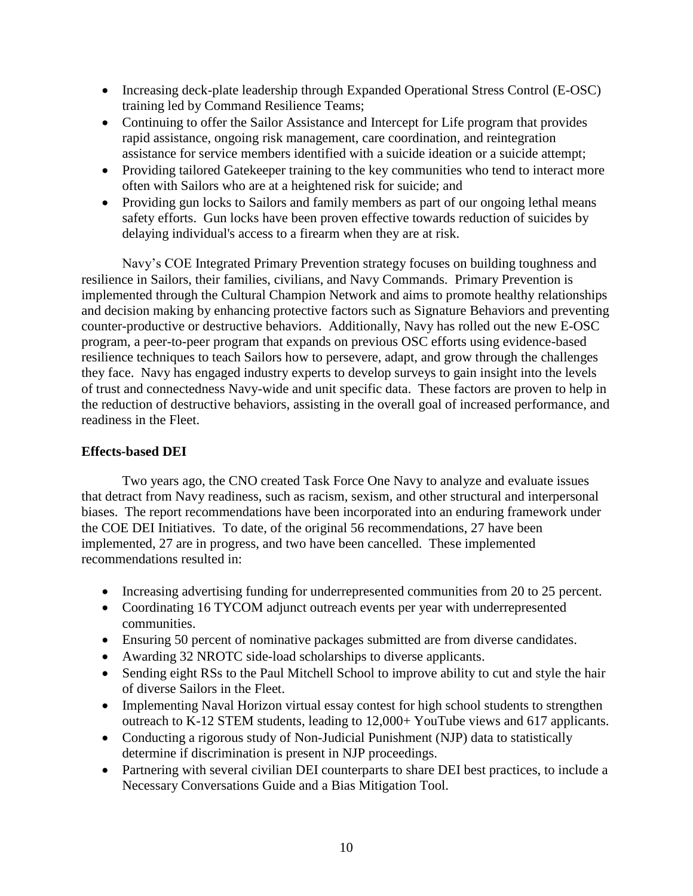- Increasing deck-plate leadership through Expanded Operational Stress Control (E-OSC) training led by Command Resilience Teams;
- Continuing to offer the Sailor Assistance and Intercept for Life program that provides rapid assistance, ongoing risk management, care coordination, and reintegration assistance for service members identified with a suicide ideation or a suicide attempt;
- Providing tailored Gatekeeper training to the key communities who tend to interact more often with Sailors who are at a heightened risk for suicide; and
- Providing gun locks to Sailors and family members as part of our ongoing lethal means safety efforts. Gun locks have been proven effective towards reduction of suicides by delaying individual's access to a firearm when they are at risk.

Navy's COE Integrated Primary Prevention strategy focuses on building toughness and resilience in Sailors, their families, civilians, and Navy Commands. Primary Prevention is implemented through the Cultural Champion Network and aims to promote healthy relationships and decision making by enhancing protective factors such as Signature Behaviors and preventing counter-productive or destructive behaviors. Additionally, Navy has rolled out the new E-OSC program, a peer-to-peer program that expands on previous OSC efforts using evidence-based resilience techniques to teach Sailors how to persevere, adapt, and grow through the challenges they face. Navy has engaged industry experts to develop surveys to gain insight into the levels of trust and connectedness Navy-wide and unit specific data. These factors are proven to help in the reduction of destructive behaviors, assisting in the overall goal of increased performance, and readiness in the Fleet.

**Effects-based DEI**

Two years ago, the CNO created Task Force One Navy to analyze and evaluate issues that detract from Navy readiness, such as racism, sexism, and other structural and interpersonal biases. The report recommendations have been incorporated into an enduring framework under the COE DEI Initiatives. To date, of the original 56 recommendations, 27 have been implemented, 27 are in progress, and two have been cancelled. These implemented recommendations resulted in:

- Increasing advertising funding for underrepresented communities from 20 to 25 percent.
- Coordinating 16 TYCOM adjunct outreach events per year with underrepresented communities.
- Ensuring 50 percent of nominative packages submitted are from diverse candidates.
- Awarding 32 NROTC side-load scholarships to diverse applicants.
- Sending eight RSs to the Paul Mitchell School to improve ability to cut and style the hair of diverse Sailors in the Fleet.
- Implementing Naval Horizon virtual essay contest for high school students to strengthen outreach to K-12 STEM students, leading to 12,000+ YouTube views and 617 applicants.
- Conducting a rigorous study of Non-Judicial Punishment (NJP) data to statistically determine if discrimination is present in NJP proceedings.
- Partnering with several civilian DEI counterparts to share DEI best practices, to include a Necessary Conversations Guide and a Bias Mitigation Tool.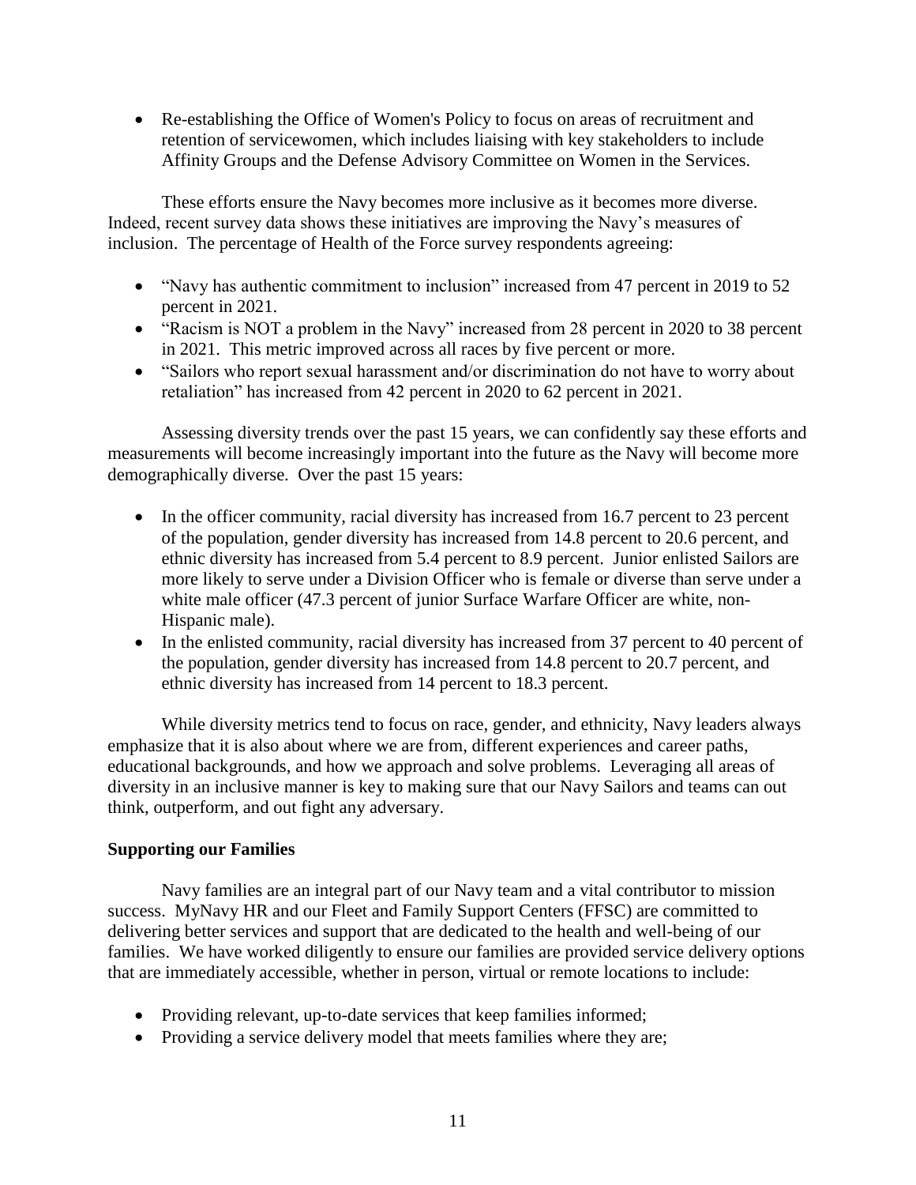- Re-establishing the Office of Women's Policy to focus on areas of recruitment and retention of servicewomen, which includes liaising with key stakeholders to include Affinity Groups and the Defense Advisory Committee on Women in the Services.

These efforts ensure the Navy becomes more inclusive as it becomes more diverse. Indeed, recent survey data shows these initiatives are improving the Navy's measures of inclusion. The percentage of Health of the Force survey respondents agreeing:

- "Navy has authentic commitment to inclusion" increased from 47 percent in 2019 to 52 percent in 2021.
- "Racism is NOT a problem in the Navy" increased from 28 percent in 2020 to 38 percent in 2021. This metric improved across all races by five percent or more.
- "Sailors who report sexual harassment and/or discrimination do not have to worry about retaliation" has increased from 42 percent in 2020 to 62 percent in 2021.

Assessing diversity trends over the past 15 years, we can confidently say these efforts and measurements will become increasingly important into the future as the Navy will become more demographically diverse. Over the past 15 years:

- In the officer community, racial diversity has increased from 16.7 percent to 23 percent of the population, gender diversity has increased from 14.8 percent to 20.6 percent, and ethnic diversity has increased from 5.4 percent to 8.9 percent. Junior enlisted Sailors are more likely to serve under a Division Officer who is female or diverse than serve under a white male officer (47.3 percent of junior Surface Warfare Officer are white, non-Hispanic male).
- In the enlisted community, racial diversity has increased from 37 percent to 40 percent of the population, gender diversity has increased from 14.8 percent to 20.7 percent, and ethnic diversity has increased from 14 percent to 18.3 percent.

While diversity metrics tend to focus on race, gender, and ethnicity, Navy leaders always emphasize that it is also about where we are from, different experiences and career paths, educational backgrounds, and how we approach and solve problems. Leveraging all areas of diversity in an inclusive manner is key to making sure that our Navy Sailors and teams can out think, outperform, and out fight any adversary.

**Supporting our Families**

Navy families are an integral part of our Navy team and a vital contributor to mission success. MyNavy HR and our Fleet and Family Support Centers (FFSC) are committed to delivering better services and support that are dedicated to the health and well-being of our families. We have worked diligently to ensure our families are provided service delivery options that are immediately accessible, whether in person, virtual or remote locations to include:

- Providing relevant, up-to-date services that keep families informed;
- Providing a service delivery model that meets families where they are;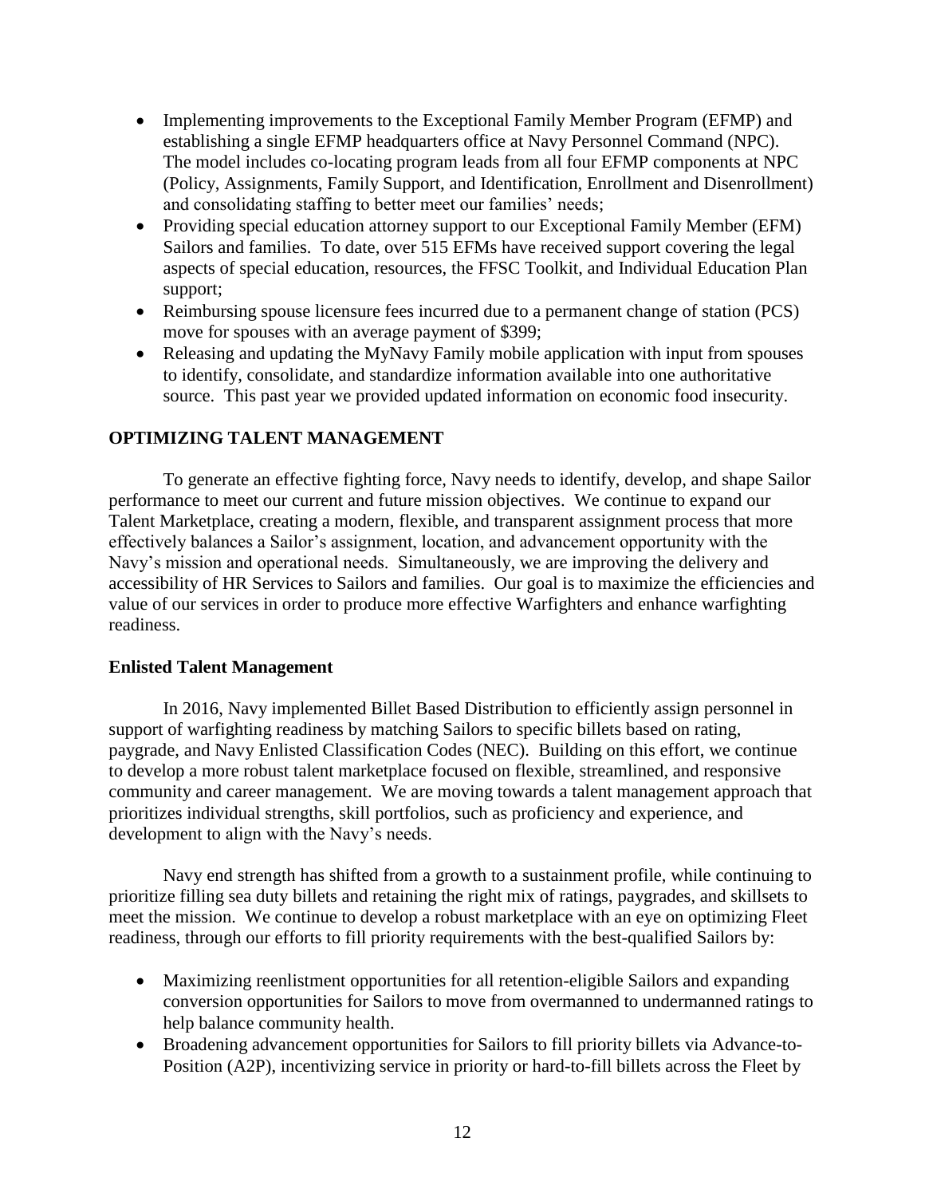- Implementing improvements to the Exceptional Family Member Program (EFMP) and establishing a single EFMP headquarters office at Navy Personnel Command (NPC). The model includes co-locating program leads from all four EFMP components at NPC (Policy, Assignments, Family Support, and Identification, Enrollment and Disenrollment) and consolidating staffing to better meet our families' needs;
- Providing special education attorney support to our Exceptional Family Member (EFM) Sailors and families. To date, over 515 EFMs have received support covering the legal aspects of special education, resources, the FFSC Toolkit, and Individual Education Plan support;
- Reimbursing spouse licensure fees incurred due to a permanent change of station (PCS) move for spouses with an average payment of $399;
- Releasing and updating the MyNavy Family mobile application with input from spouses to identify, consolidate, and standardize information available into one authoritative source. This past year we provided updated information on economic food insecurity.

## OPTIMIZING TALENT MANAGEMENT

To generate an effective fighting force, Navy needs to identify, develop, and shape Sailor performance to meet our current and future mission objectives. We continue to expand our Talent Marketplace, creating a modern, flexible, and transparent assignment process that more effectively balances a Sailor's assignment, location, and advancement opportunity with the Navy's mission and operational needs. Simultaneously, we are improving the delivery and accessibility of HR Services to Sailors and families. Our goal is to maximize the efficiencies and value of our services in order to produce more effective Warfighters and enhance warfighting readiness.

### Enlisted Talent Management

In 2016, Navy implemented Billet Based Distribution to efficiently assign personnel in support of warfighting readiness by matching Sailors to specific billets based on rating, paygrade, and Navy Enlisted Classification Codes (NEC). Building on this effort, we continue to develop a more robust talent marketplace focused on flexible, streamlined, and responsive community and career management. We are moving towards a talent management approach that prioritizes individual strengths, skill portfolios, such as proficiency and experience, and development to align with the Navy's needs.

Navy end strength has shifted from a growth to a sustainment profile, while continuing to prioritize filling sea duty billets and retaining the right mix of ratings, paygrades, and skillsets to meet the mission. We continue to develop a robust marketplace with an eye on optimizing Fleet readiness, through our efforts to fill priority requirements with the best-qualified Sailors by:

- Maximizing reenlistment opportunities for all retention-eligible Sailors and expanding conversion opportunities for Sailors to move from overmanned to undermanned ratings to help balance community health.
- Broadening advancement opportunities for Sailors to fill priority billets via Advance-to-Position (A2P), incentivizing service in priority or hard-to-fill billets across the Fleet by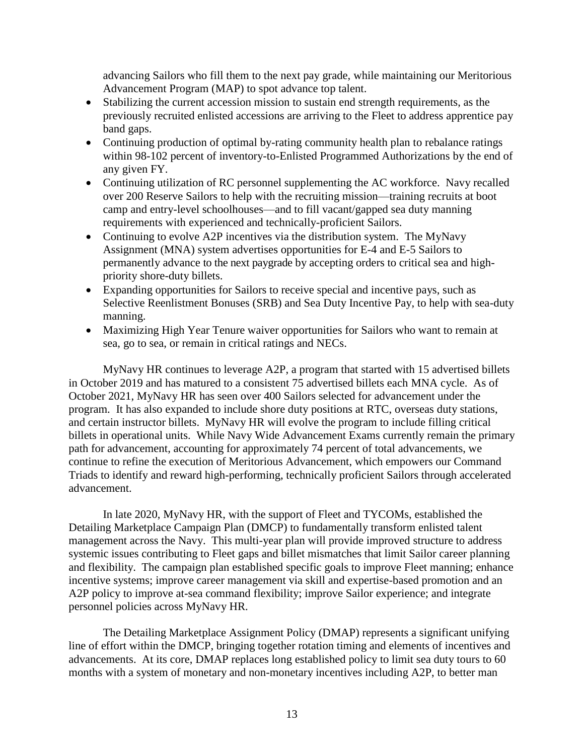advancing Sailors who fill them to the next pay grade, while maintaining our Meritorious Advancement Program (MAP) to spot advance top talent.

- Stabilizing the current accession mission to sustain end strength requirements, as the previously recruited enlisted accessions are arriving to the Fleet to address apprentice pay band gaps.
- Continuing production of optimal by-rating community health plan to rebalance ratings within 98-102 percent of inventory-to-Enlisted Programmed Authorizations by the end of any given FY.
- Continuing utilization of RC personnel supplementing the AC workforce. Navy recalled over 200 Reserve Sailors to help with the recruiting mission—training recruits at boot camp and entry-level schoolhouses—and to fill vacant/gapped sea duty manning requirements with experienced and technically-proficient Sailors.
- Continuing to evolve A2P incentives via the distribution system. The MyNavy Assignment (MNA) system advertises opportunities for E-4 and E-5 Sailors to permanently advance to the next paygrade by accepting orders to critical sea and high-priority shore-duty billets.
- Expanding opportunities for Sailors to receive special and incentive pays, such as Selective Reenlistment Bonuses (SRB) and Sea Duty Incentive Pay, to help with sea-duty manning.
- Maximizing High Year Tenure waiver opportunities for Sailors who want to remain at sea, go to sea, or remain in critical ratings and NECs.

MyNavy HR continues to leverage A2P, a program that started with 15 advertised billets in October 2019 and has matured to a consistent 75 advertised billets each MNA cycle. As of October 2021, MyNavy HR has seen over 400 Sailors selected for advancement under the program. It has also expanded to include shore duty positions at RTC, overseas duty stations, and certain instructor billets. MyNavy HR will evolve the program to include filling critical billets in operational units. While Navy Wide Advancement Exams currently remain the primary path for advancement, accounting for approximately 74 percent of total advancements, we continue to refine the execution of Meritorious Advancement, which empowers our Command Triads to identify and reward high-performing, technically proficient Sailors through accelerated advancement.

In late 2020, MyNavy HR, with the support of Fleet and TYCOMs, established the Detailing Marketplace Campaign Plan (DMCP) to fundamentally transform enlisted talent management across the Navy. This multi-year plan will provide improved structure to address systemic issues contributing to Fleet gaps and billet mismatches that limit Sailor career planning and flexibility. The campaign plan established specific goals to improve Fleet manning; enhance incentive systems; improve career management via skill and expertise-based promotion and an A2P policy to improve at-sea command flexibility; improve Sailor experience; and integrate personnel policies across MyNavy HR.

The Detailing Marketplace Assignment Policy (DMAP) represents a significant unifying line of effort within the DMCP, bringing together rotation timing and elements of incentives and advancements. At its core, DMAP replaces long established policy to limit sea duty tours to 60 months with a system of monetary and non-monetary incentives including A2P, to better man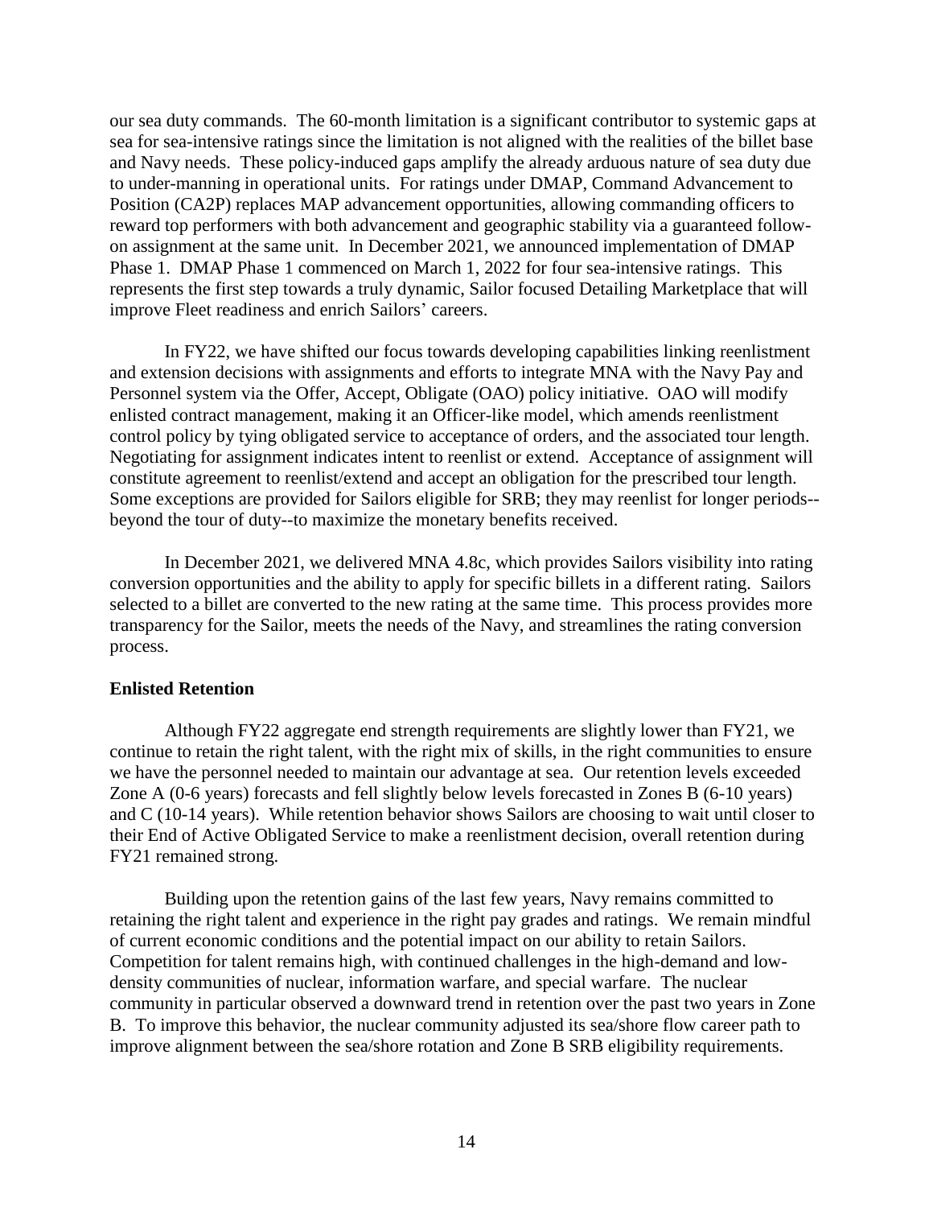our sea duty commands. The 60-month limitation is a significant contributor to systemic gaps at sea for sea-intensive ratings since the limitation is not aligned with the realities of the billet base and Navy needs. These policy-induced gaps amplify the already arduous nature of sea duty due to under-manning in operational units. For ratings under DMAP, Command Advancement to Position (CA2P) replaces MAP advancement opportunities, allowing commanding officers to reward top performers with both advancement and geographic stability via a guaranteed follow-on assignment at the same unit. In December 2021, we announced implementation of DMAP Phase 1. DMAP Phase 1 commenced on March 1, 2022 for four sea-intensive ratings. This represents the first step towards a truly dynamic, Sailor focused Detailing Marketplace that will improve Fleet readiness and enrich Sailors' careers.

In FY22, we have shifted our focus towards developing capabilities linking reenlistment and extension decisions with assignments and efforts to integrate MNA with the Navy Pay and Personnel system via the Offer, Accept, Obligate (OAO) policy initiative. OAO will modify enlisted contract management, making it an Officer-like model, which amends reenlistment control policy by tying obligated service to acceptance of orders, and the associated tour length. Negotiating for assignment indicates intent to reenlist or extend. Acceptance of assignment will constitute agreement to reenlist/extend and accept an obligation for the prescribed tour length. Some exceptions are provided for Sailors eligible for SRB; they may reenlist for longer periods--beyond the tour of duty--to maximize the monetary benefits received.

In December 2021, we delivered MNA 4.8c, which provides Sailors visibility into rating conversion opportunities and the ability to apply for specific billets in a different rating. Sailors selected to a billet are converted to the new rating at the same time. This process provides more transparency for the Sailor, meets the needs of the Navy, and streamlines the rating conversion process.

**Enlisted Retention**

Although FY22 aggregate end strength requirements are slightly lower than FY21, we continue to retain the right talent, with the right mix of skills, in the right communities to ensure we have the personnel needed to maintain our advantage at sea. Our retention levels exceeded Zone A (0-6 years) forecasts and fell slightly below levels forecasted in Zones B (6-10 years) and C (10-14 years). While retention behavior shows Sailors are choosing to wait until closer to their End of Active Obligated Service to make a reenlistment decision, overall retention during FY21 remained strong.

Building upon the retention gains of the last few years, Navy remains committed to retaining the right talent and experience in the right pay grades and ratings. We remain mindful of current economic conditions and the potential impact on our ability to retain Sailors. Competition for talent remains high, with continued challenges in the high-demand and low-density communities of nuclear, information warfare, and special warfare. The nuclear community in particular observed a downward trend in retention over the past two years in Zone B. To improve this behavior, the nuclear community adjusted its sea/shore flow career path to improve alignment between the sea/shore rotation and Zone B SRB eligibility requirements.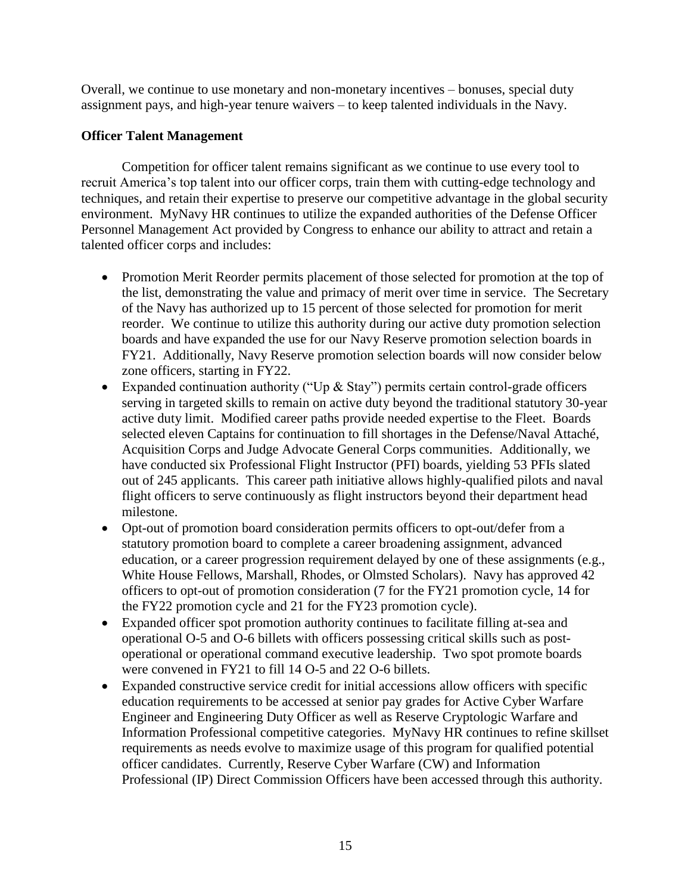Overall, we continue to use monetary and non-monetary incentives – bonuses, special duty assignment pays, and high-year tenure waivers – to keep talented individuals in the Navy.

**Officer Talent Management**

Competition for officer talent remains significant as we continue to use every tool to recruit America's top talent into our officer corps, train them with cutting-edge technology and techniques, and retain their expertise to preserve our competitive advantage in the global security environment. MyNavy HR continues to utilize the expanded authorities of the Defense Officer Personnel Management Act provided by Congress to enhance our ability to attract and retain a talented officer corps and includes:

- Promotion Merit Reorder permits placement of those selected for promotion at the top of the list, demonstrating the value and primacy of merit over time in service. The Secretary of the Navy has authorized up to 15 percent of those selected for promotion for merit reorder. We continue to utilize this authority during our active duty promotion selection boards and have expanded the use for our Navy Reserve promotion selection boards in FY21. Additionally, Navy Reserve promotion selection boards will now consider below zone officers, starting in FY22.
- Expanded continuation authority ("Up & Stay") permits certain control-grade officers serving in targeted skills to remain on active duty beyond the traditional statutory 30-year active duty limit. Modified career paths provide needed expertise to the Fleet. Boards selected eleven Captains for continuation to fill shortages in the Defense/Naval Attaché, Acquisition Corps and Judge Advocate General Corps communities. Additionally, we have conducted six Professional Flight Instructor (PFI) boards, yielding 53 PFIs slated out of 245 applicants. This career path initiative allows highly-qualified pilots and naval flight officers to serve continuously as flight instructors beyond their department head milestone.
- Opt-out of promotion board consideration permits officers to opt-out/defer from a statutory promotion board to complete a career broadening assignment, advanced education, or a career progression requirement delayed by one of these assignments (e.g., White House Fellows, Marshall, Rhodes, or Olmsted Scholars). Navy has approved 42 officers to opt-out of promotion consideration (7 for the FY21 promotion cycle, 14 for the FY22 promotion cycle and 21 for the FY23 promotion cycle).
- Expanded officer spot promotion authority continues to facilitate filling at-sea and operational O-5 and O-6 billets with officers possessing critical skills such as post-operational or operational command executive leadership. Two spot promote boards were convened in FY21 to fill 14 O-5 and 22 O-6 billets.
- Expanded constructive service credit for initial accessions allow officers with specific education requirements to be accessed at senior pay grades for Active Cyber Warfare Engineer and Engineering Duty Officer as well as Reserve Cryptologic Warfare and Information Professional competitive categories. MyNavy HR continues to refine skillset requirements as needs evolve to maximize usage of this program for qualified potential officer candidates. Currently, Reserve Cyber Warfare (CW) and Information Professional (IP) Direct Commission Officers have been accessed through this authority.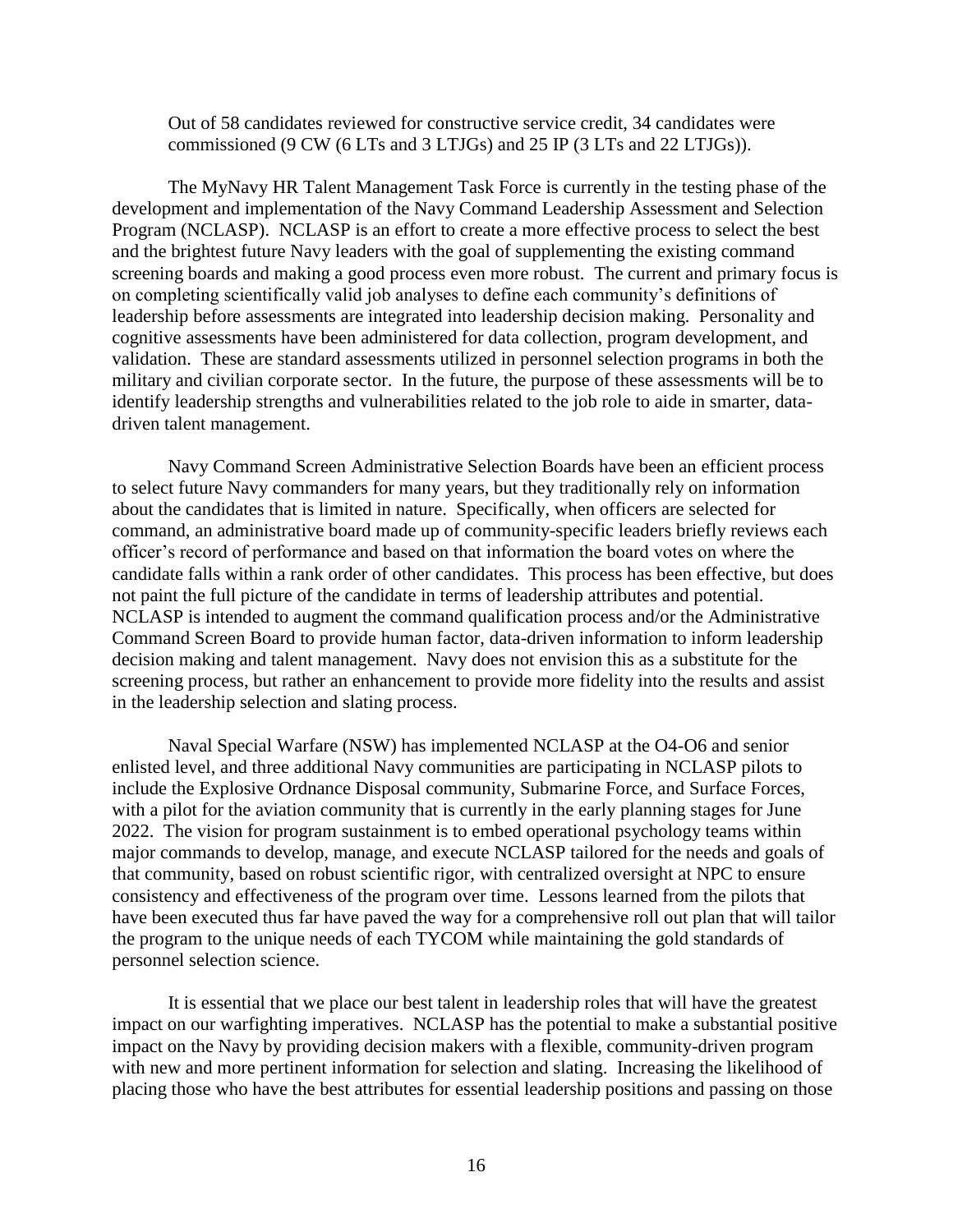Out of 58 candidates reviewed for constructive service credit, 34 candidates were commissioned (9 CW (6 LTs and 3 LTJGs) and 25 IP (3 LTs and 22 LTJGs)).

The MyNavy HR Talent Management Task Force is currently in the testing phase of the development and implementation of the Navy Command Leadership Assessment and Selection Program (NCLASP). NCLASP is an effort to create a more effective process to select the best and the brightest future Navy leaders with the goal of supplementing the existing command screening boards and making a good process even more robust. The current and primary focus is on completing scientifically valid job analyses to define each community's definitions of leadership before assessments are integrated into leadership decision making. Personality and cognitive assessments have been administered for data collection, program development, and validation. These are standard assessments utilized in personnel selection programs in both the military and civilian corporate sector. In the future, the purpose of these assessments will be to identify leadership strengths and vulnerabilities related to the job role to aide in smarter, data-driven talent management.

Navy Command Screen Administrative Selection Boards have been an efficient process to select future Navy commanders for many years, but they traditionally rely on information about the candidates that is limited in nature. Specifically, when officers are selected for command, an administrative board made up of community-specific leaders briefly reviews each officer's record of performance and based on that information the board votes on where the candidate falls within a rank order of other candidates. This process has been effective, but does not paint the full picture of the candidate in terms of leadership attributes and potential. NCLASP is intended to augment the command qualification process and/or the Administrative Command Screen Board to provide human factor, data-driven information to inform leadership decision making and talent management. Navy does not envision this as a substitute for the screening process, but rather an enhancement to provide more fidelity into the results and assist in the leadership selection and slating process.

Naval Special Warfare (NSW) has implemented NCLASP at the O4-O6 and senior enlisted level, and three additional Navy communities are participating in NCLASP pilots to include the Explosive Ordnance Disposal community, Submarine Force, and Surface Forces, with a pilot for the aviation community that is currently in the early planning stages for June 2022. The vision for program sustainment is to embed operational psychology teams within major commands to develop, manage, and execute NCLASP tailored for the needs and goals of that community, based on robust scientific rigor, with centralized oversight at NPC to ensure consistency and effectiveness of the program over time. Lessons learned from the pilots that have been executed thus far have paved the way for a comprehensive roll out plan that will tailor the program to the unique needs of each TYCOM while maintaining the gold standards of personnel selection science.

It is essential that we place our best talent in leadership roles that will have the greatest impact on our warfighting imperatives. NCLASP has the potential to make a substantial positive impact on the Navy by providing decision makers with a flexible, community-driven program with new and more pertinent information for selection and slating. Increasing the likelihood of placing those who have the best attributes for essential leadership positions and passing on those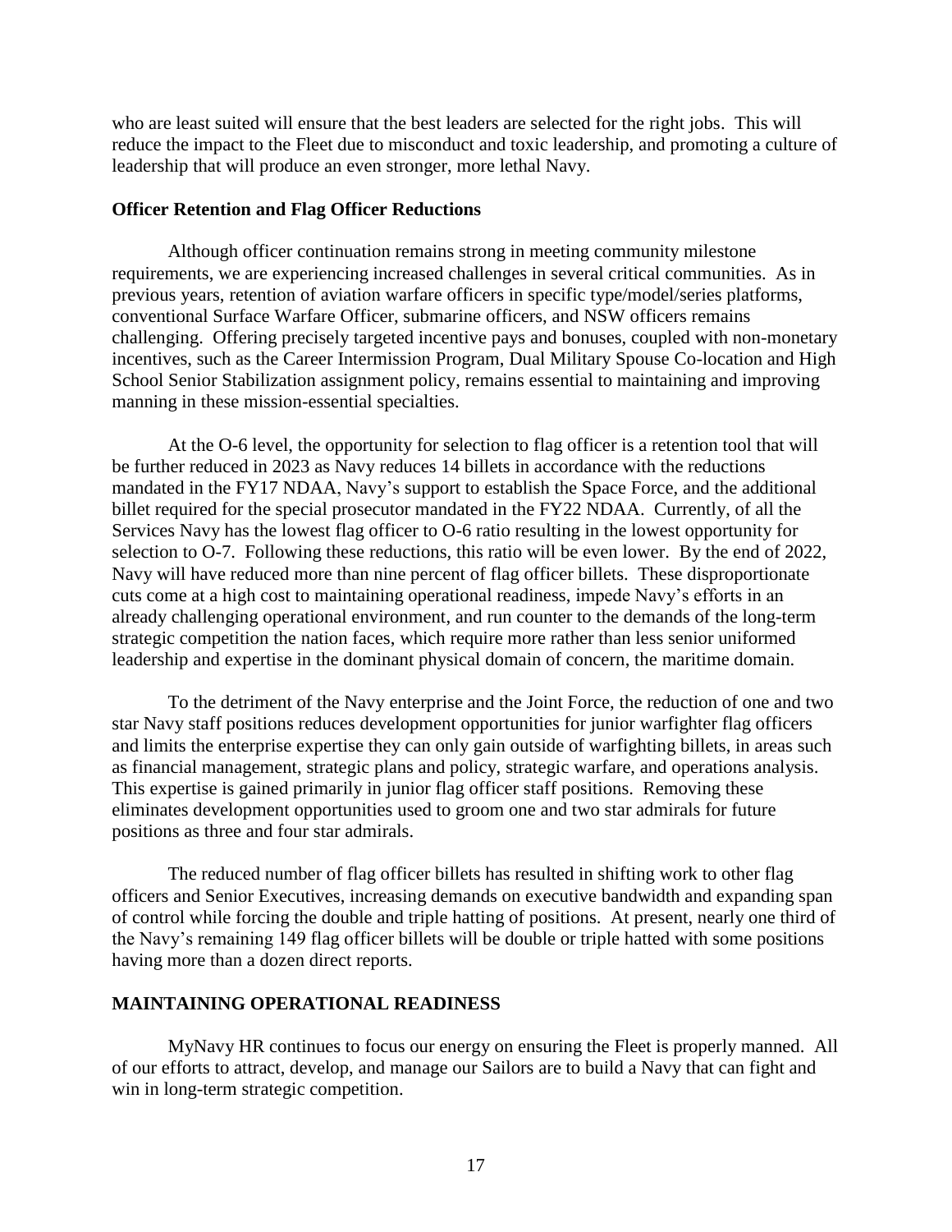who are least suited will ensure that the best leaders are selected for the right jobs. This will reduce the impact to the Fleet due to misconduct and toxic leadership, and promoting a culture of leadership that will produce an even stronger, more lethal Navy.

**Officer Retention and Flag Officer Reductions**

Although officer continuation remains strong in meeting community milestone requirements, we are experiencing increased challenges in several critical communities. As in previous years, retention of aviation warfare officers in specific type/model/series platforms, conventional Surface Warfare Officer, submarine officers, and NSW officers remains challenging. Offering precisely targeted incentive pays and bonuses, coupled with non-monetary incentives, such as the Career Intermission Program, Dual Military Spouse Co-location and High School Senior Stabilization assignment policy, remains essential to maintaining and improving manning in these mission-essential specialties.

At the O-6 level, the opportunity for selection to flag officer is a retention tool that will be further reduced in 2023 as Navy reduces 14 billets in accordance with the reductions mandated in the FY17 NDAA, Navy's support to establish the Space Force, and the additional billet required for the special prosecutor mandated in the FY22 NDAA. Currently, of all the Services Navy has the lowest flag officer to O-6 ratio resulting in the lowest opportunity for selection to O-7. Following these reductions, this ratio will be even lower. By the end of 2022, Navy will have reduced more than nine percent of flag officer billets. These disproportionate cuts come at a high cost to maintaining operational readiness, impede Navy's efforts in an already challenging operational environment, and run counter to the demands of the long-term strategic competition the nation faces, which require more rather than less senior uniformed leadership and expertise in the dominant physical domain of concern, the maritime domain.

To the detriment of the Navy enterprise and the Joint Force, the reduction of one and two star Navy staff positions reduces development opportunities for junior warfighter flag officers and limits the enterprise expertise they can only gain outside of warfighting billets, in areas such as financial management, strategic plans and policy, strategic warfare, and operations analysis. This expertise is gained primarily in junior flag officer staff positions. Removing these eliminates development opportunities used to groom one and two star admirals for future positions as three and four star admirals.

The reduced number of flag officer billets has resulted in shifting work to other flag officers and Senior Executives, increasing demands on executive bandwidth and expanding span of control while forcing the double and triple hatting of positions. At present, nearly one third of the Navy's remaining 149 flag officer billets will be double or triple hatted with some positions having more than a dozen direct reports.

## MAINTAINING OPERATIONAL READINESS

MyNavy HR continues to focus our energy on ensuring the Fleet is properly manned. All of our efforts to attract, develop, and manage our Sailors are to build a Navy that can fight and win in long-term strategic competition.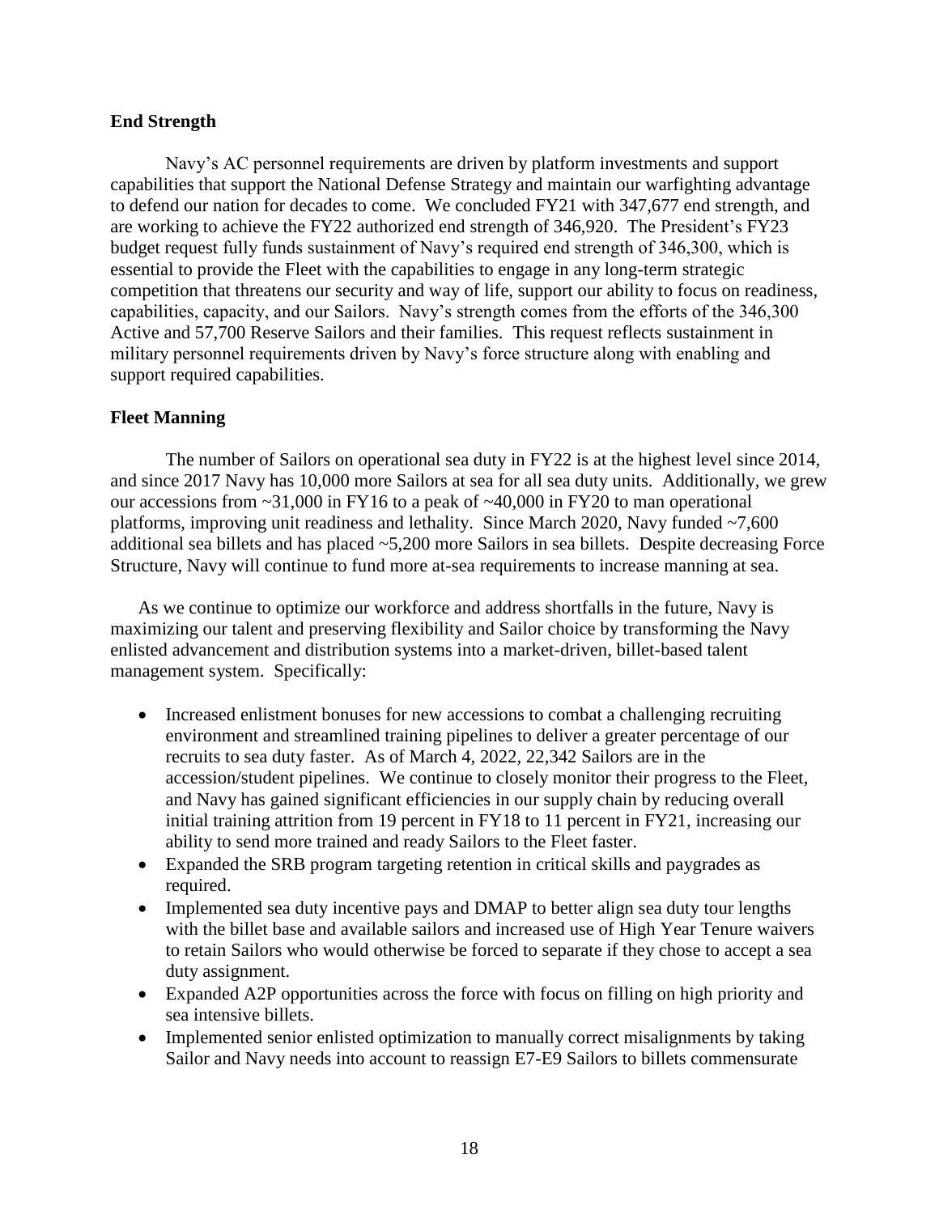## End Strength

Navy's AC personnel requirements are driven by platform investments and support capabilities that support the National Defense Strategy and maintain our warfighting advantage to defend our nation for decades to come. We concluded FY21 with 347,677 end strength, and are working to achieve the FY22 authorized end strength of 346,920. The President's FY23 budget request fully funds sustainment of Navy's required end strength of 346,300, which is essential to provide the Fleet with the capabilities to engage in any long-term strategic competition that threatens our security and way of life, support our ability to focus on readiness, capabilities, capacity, and our Sailors. Navy's strength comes from the efforts of the 346,300 Active and 57,700 Reserve Sailors and their families. This request reflects sustainment in military personnel requirements driven by Navy's force structure along with enabling and support required capabilities.

## Fleet Manning

The number of Sailors on operational sea duty in FY22 is at the highest level since 2014, and since 2017 Navy has 10,000 more Sailors at sea for all sea duty units. Additionally, we grew our accessions from ~31,000 in FY16 to a peak of ~40,000 in FY20 to man operational platforms, improving unit readiness and lethality. Since March 2020, Navy funded ~7,600 additional sea billets and has placed ~5,200 more Sailors in sea billets. Despite decreasing Force Structure, Navy will continue to fund more at-sea requirements to increase manning at sea.

As we continue to optimize our workforce and address shortfalls in the future, Navy is maximizing our talent and preserving flexibility and Sailor choice by transforming the Navy enlisted advancement and distribution systems into a market-driven, billet-based talent management system. Specifically:

- Increased enlistment bonuses for new accessions to combat a challenging recruiting environment and streamlined training pipelines to deliver a greater percentage of our recruits to sea duty faster. As of March 4, 2022, 22,342 Sailors are in the accession/student pipelines. We continue to closely monitor their progress to the Fleet, and Navy has gained significant efficiencies in our supply chain by reducing overall initial training attrition from 19 percent in FY18 to 11 percent in FY21, increasing our ability to send more trained and ready Sailors to the Fleet faster.
- Expanded the SRB program targeting retention in critical skills and paygrades as required.
- Implemented sea duty incentive pays and DMAP to better align sea duty tour lengths with the billet base and available sailors and increased use of High Year Tenure waivers to retain Sailors who would otherwise be forced to separate if they chose to accept a sea duty assignment.
- Expanded A2P opportunities across the force with focus on filling on high priority and sea intensive billets.
- Implemented senior enlisted optimization to manually correct misalignments by taking Sailor and Navy needs into account to reassign E7-E9 Sailors to billets commensurate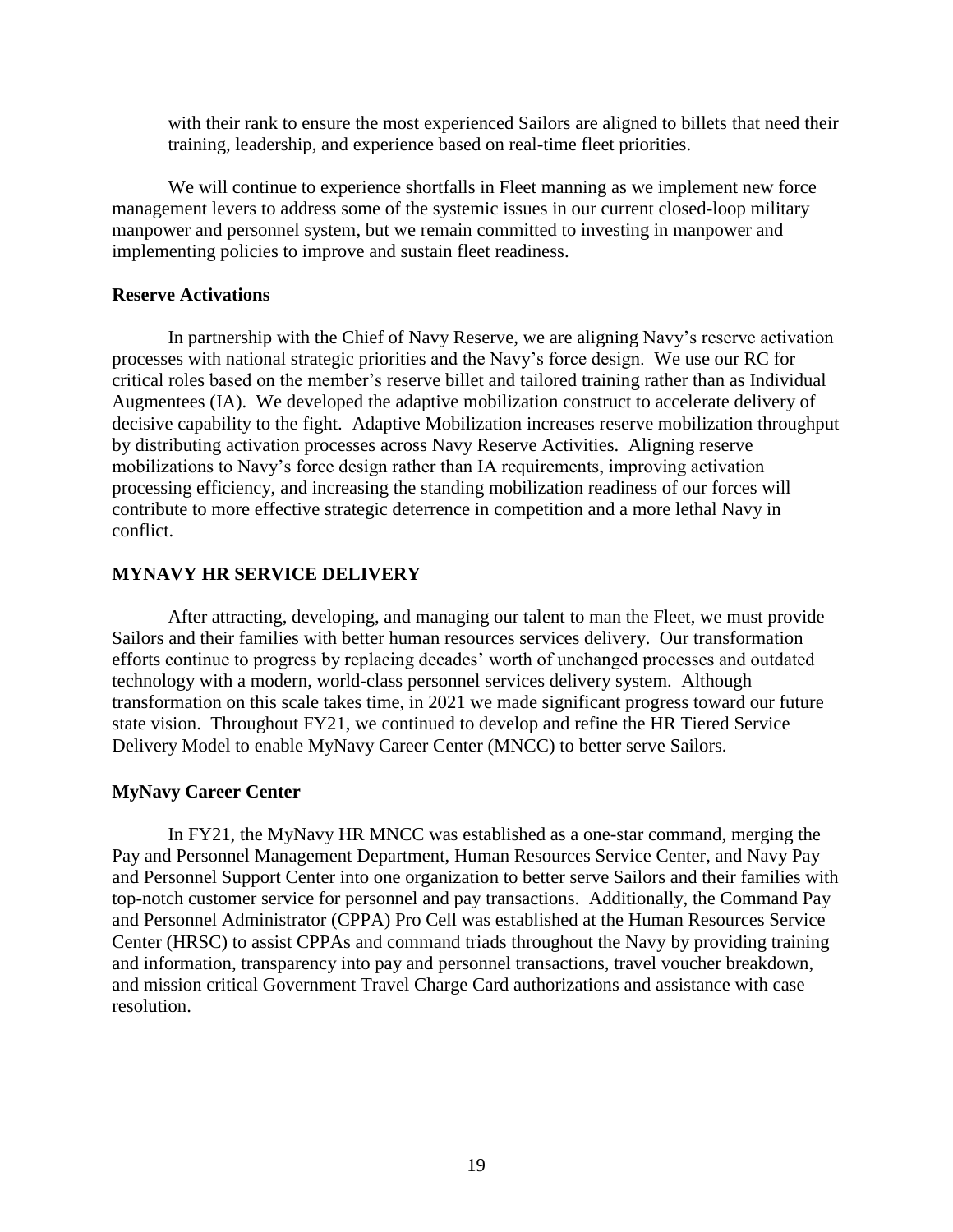with their rank to ensure the most experienced Sailors are aligned to billets that need their training, leadership, and experience based on real-time fleet priorities.

We will continue to experience shortfalls in Fleet manning as we implement new force management levers to address some of the systemic issues in our current closed-loop military manpower and personnel system, but we remain committed to investing in manpower and implementing policies to improve and sustain fleet readiness.

**Reserve Activations**

In partnership with the Chief of Navy Reserve, we are aligning Navy's reserve activation processes with national strategic priorities and the Navy's force design. We use our RC for critical roles based on the member's reserve billet and tailored training rather than as Individual Augmentees (IA). We developed the adaptive mobilization construct to accelerate delivery of decisive capability to the fight. Adaptive Mobilization increases reserve mobilization throughput by distributing activation processes across Navy Reserve Activities. Aligning reserve mobilizations to Navy's force design rather than IA requirements, improving activation processing efficiency, and increasing the standing mobilization readiness of our forces will contribute to more effective strategic deterrence in competition and a more lethal Navy in conflict.

## MYNAVY HR SERVICE DELIVERY

After attracting, developing, and managing our talent to man the Fleet, we must provide Sailors and their families with better human resources services delivery. Our transformation efforts continue to progress by replacing decades' worth of unchanged processes and outdated technology with a modern, world-class personnel services delivery system. Although transformation on this scale takes time, in 2021 we made significant progress toward our future state vision. Throughout FY21, we continued to develop and refine the HR Tiered Service Delivery Model to enable MyNavy Career Center (MNCC) to better serve Sailors.

**MyNavy Career Center**

In FY21, the MyNavy HR MNCC was established as a one-star command, merging the Pay and Personnel Management Department, Human Resources Service Center, and Navy Pay and Personnel Support Center into one organization to better serve Sailors and their families with top-notch customer service for personnel and pay transactions. Additionally, the Command Pay and Personnel Administrator (CPPA) Pro Cell was established at the Human Resources Service Center (HRSC) to assist CPPAs and command triads throughout the Navy by providing training and information, transparency into pay and personnel transactions, travel voucher breakdown, and mission critical Government Travel Charge Card authorizations and assistance with case resolution.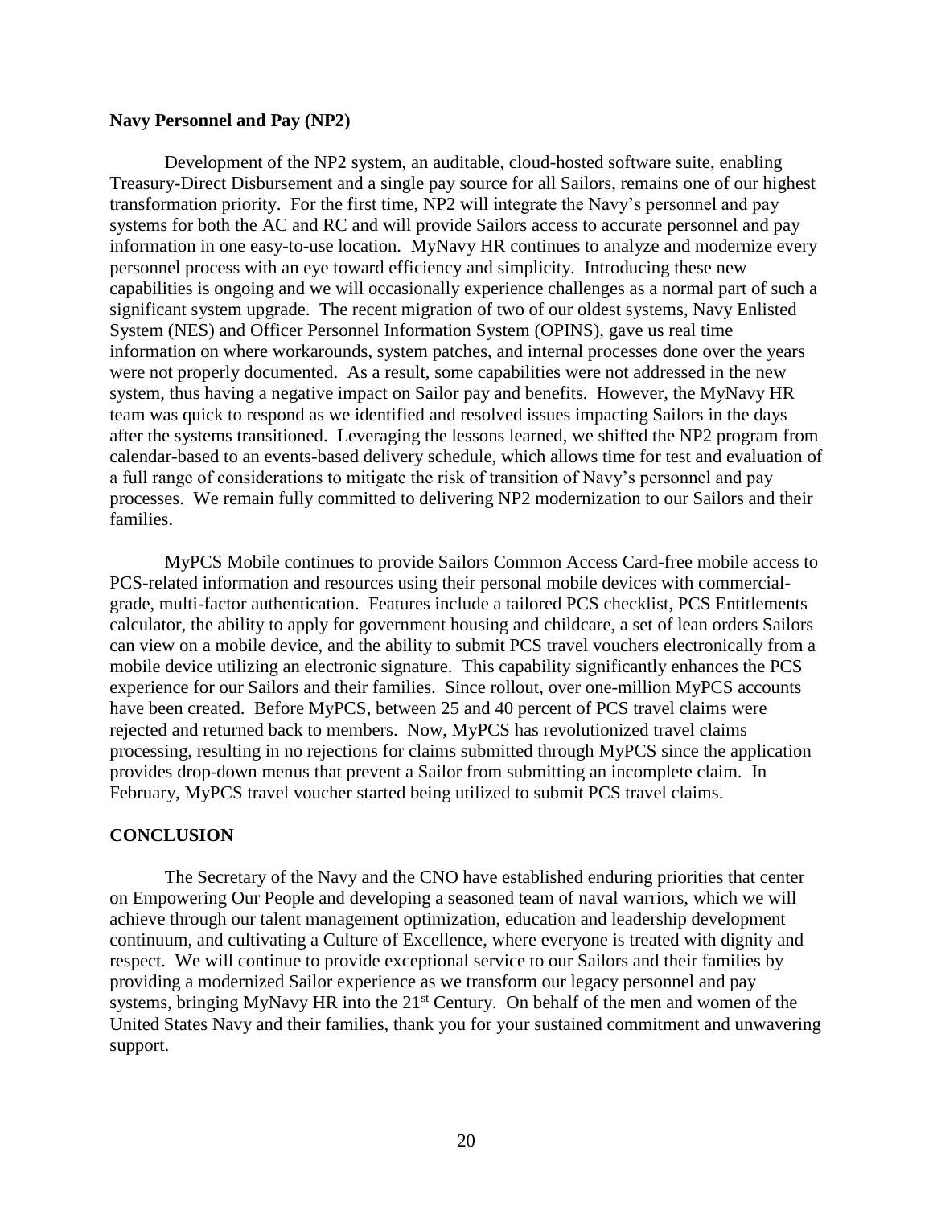**Navy Personnel and Pay (NP2)**

Development of the NP2 system, an auditable, cloud-hosted software suite, enabling Treasury-Direct Disbursement and a single pay source for all Sailors, remains one of our highest transformation priority. For the first time, NP2 will integrate the Navy's personnel and pay systems for both the AC and RC and will provide Sailors access to accurate personnel and pay information in one easy-to-use location. MyNavy HR continues to analyze and modernize every personnel process with an eye toward efficiency and simplicity. Introducing these new capabilities is ongoing and we will occasionally experience challenges as a normal part of such a significant system upgrade. The recent migration of two of our oldest systems, Navy Enlisted System (NES) and Officer Personnel Information System (OPINS), gave us real time information on where workarounds, system patches, and internal processes done over the years were not properly documented. As a result, some capabilities were not addressed in the new system, thus having a negative impact on Sailor pay and benefits. However, the MyNavy HR team was quick to respond as we identified and resolved issues impacting Sailors in the days after the systems transitioned. Leveraging the lessons learned, we shifted the NP2 program from calendar-based to an events-based delivery schedule, which allows time for test and evaluation of a full range of considerations to mitigate the risk of transition of Navy's personnel and pay processes. We remain fully committed to delivering NP2 modernization to our Sailors and their families.

MyPCS Mobile continues to provide Sailors Common Access Card-free mobile access to PCS-related information and resources using their personal mobile devices with commercial-grade, multi-factor authentication. Features include a tailored PCS checklist, PCS Entitlements calculator, the ability to apply for government housing and childcare, a set of lean orders Sailors can view on a mobile device, and the ability to submit PCS travel vouchers electronically from a mobile device utilizing an electronic signature. This capability significantly enhances the PCS experience for our Sailors and their families. Since rollout, over one-million MyPCS accounts have been created. Before MyPCS, between 25 and 40 percent of PCS travel claims were rejected and returned back to members. Now, MyPCS has revolutionized travel claims processing, resulting in no rejections for claims submitted through MyPCS since the application provides drop-down menus that prevent a Sailor from submitting an incomplete claim. In February, MyPCS travel voucher started being utilized to submit PCS travel claims.

## CONCLUSION

The Secretary of the Navy and the CNO have established enduring priorities that center on Empowering Our People and developing a seasoned team of naval warriors, which we will achieve through our talent management optimization, education and leadership development continuum, and cultivating a Culture of Excellence, where everyone is treated with dignity and respect. We will continue to provide exceptional service to our Sailors and their families by providing a modernized Sailor experience as we transform our legacy personnel and pay systems, bringing MyNavy HR into the 21st Century. On behalf of the men and women of the United States Navy and their families, thank you for your sustained commitment and unwavering support.